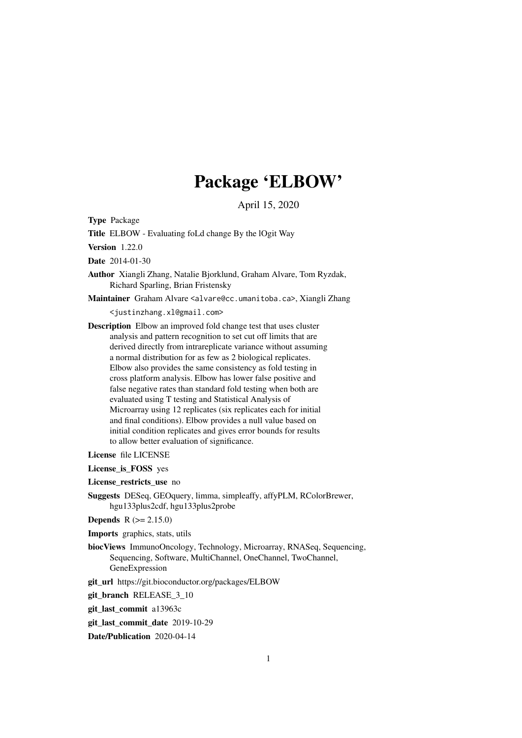# Package 'ELBOW'

April 15, 2020

**Type** Package

**Title** ELBOW - Evaluating foLd change By the lOgit Way

**Version** 1.22.0

**Date** 2014-01-30

**Author** Xiangli Zhang, Natalie Bjorklund, Graham Alvare, Tom Ryzdak, Richard Sparling, Brian Fristensky

**Maintainer** Graham Alvare <alvare@cc.umanitoba.ca>, Xiangli Zhang <justinzhang.xl@gmail.com>

**Description** Elbow an improved fold change test that uses cluster analysis and pattern recognition to set cut off limits that are derived directly from intrareplicate variance without assuming a normal distribution for as few as 2 biological replicates. Elbow also provides the same consistency as fold testing in cross platform analysis. Elbow has lower false positive and false negative rates than standard fold testing when both are evaluated using T testing and Statistical Analysis of Microarray using 12 replicates (six replicates each for initial and final conditions). Elbow provides a null value based on initial condition replicates and gives error bounds for results to allow better evaluation of significance.

**License** file LICENSE

**License_is_FOSS** yes

**License_restricts_use** no

**Suggests** DESeq, GEOquery, limma, simpleaffy, affyPLM, RColorBrewer, hgu133plus2cdf, hgu133plus2probe

**Depends** R (>= 2.15.0)

**Imports** graphics, stats, utils

**biocViews** ImmunoOncology, Technology, Microarray, RNASeq, Sequencing, Sequencing, Software, MultiChannel, OneChannel, TwoChannel, GeneExpression

**git_url** https://git.bioconductor.org/packages/ELBOW

**git_branch** RELEASE_3_10

**git_last_commit** a13963c

**git_last_commit_date** 2019-10-29

**Date/Publication** 2020-04-14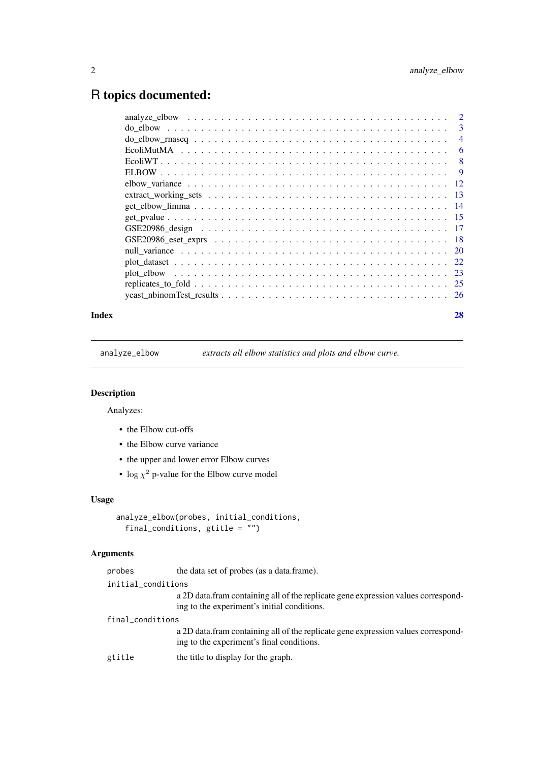# R topics documented:

| | |
|---|---|
| analyze_elbow | 2 |
| do_elbow | 3 |
| do_elbow_rnaseq | 4 |
| EcoliMutMA | 6 |
| EcoliWT | 8 |
| ELBOW | 9 |
| elbow_variance | 12 |
| extract_working_sets | 13 |
| get_elbow_limma | 14 |
| get_pvalue | 15 |
| GSE20986_design | 17 |
| GSE20986_eset_exprs | 18 |
| null_variance | 20 |
| plot_dataset | 22 |
| plot_elbow | 23 |
| replicates_to_fold | 25 |
| yeast_nbinomTest_results | 26 |

**Index** 28

---

`analyze_elbow` *extracts all elbow statistics and plots and elbow curve.*

---

### Description

Analyzes:

- the Elbow cut-offs
- the Elbow curve variance
- the upper and lower error Elbow curves
- $\log \chi^2$ p-value for the Elbow curve model

### Usage

```
analyze_elbow(probes, initial_conditions,
  final_conditions, gtitle = "")
```

### Arguments

`probes` the data set of probes (as a data.frame).

`initial_conditions` a 2D data.fram containing all of the replicate gene expression values corresponding to the experiment's initial conditions.

`final_conditions` a 2D data.fram containing all of the replicate gene expression values corresponding to the experiment's final conditions.

`gtitle` the title to display for the graph.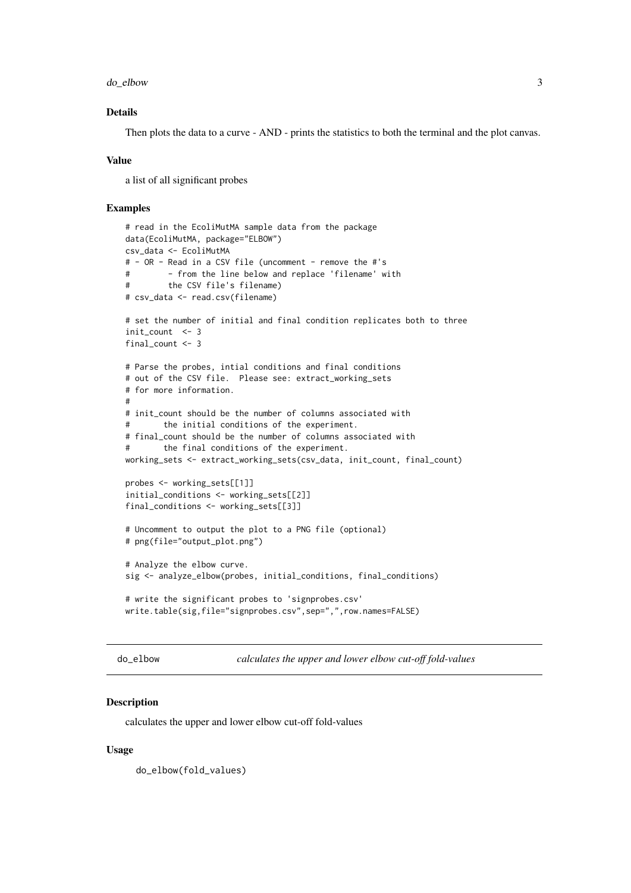### Details

Then plots the data to a curve - AND - prints the statistics to both the terminal and the plot canvas.

### Value

a list of all significant probes

### Examples

```
# read in the EcoliMutMA sample data from the package
data(EcoliMutMA, package="ELBOW")
csv_data <- EcoliMutMA
# - OR - Read in a CSV file (uncomment - remove the #'s
#        - from the line below and replace 'filename' with
#        the CSV file's filename)
# csv_data <- read.csv(filename)

# set the number of initial and final condition replicates both to three
init_count  <- 3
final_count <- 3

# Parse the probes, intial conditions and final conditions
# out of the CSV file.  Please see: extract_working_sets
# for more information.
#
# init_count should be the number of columns associated with
#       the initial conditions of the experiment.
# final_count should be the number of columns associated with
#       the final conditions of the experiment.
working_sets <- extract_working_sets(csv_data, init_count, final_count)

probes <- working_sets[[1]]
initial_conditions <- working_sets[[2]]
final_conditions <- working_sets[[3]]

# Uncomment to output the plot to a PNG file (optional)
# png(file="output_plot.png")

# Analyze the elbow curve.
sig <- analyze_elbow(probes, initial_conditions, final_conditions)

# write the significant probes to 'signprobes.csv'
write.table(sig,file="signprobes.csv",sep=",",row.names=FALSE)
```

---

## do_elbow — *calculates the upper and lower elbow cut-off fold-values*

### Description

calculates the upper and lower elbow cut-off fold-values

### Usage

```
do_elbow(fold_values)
```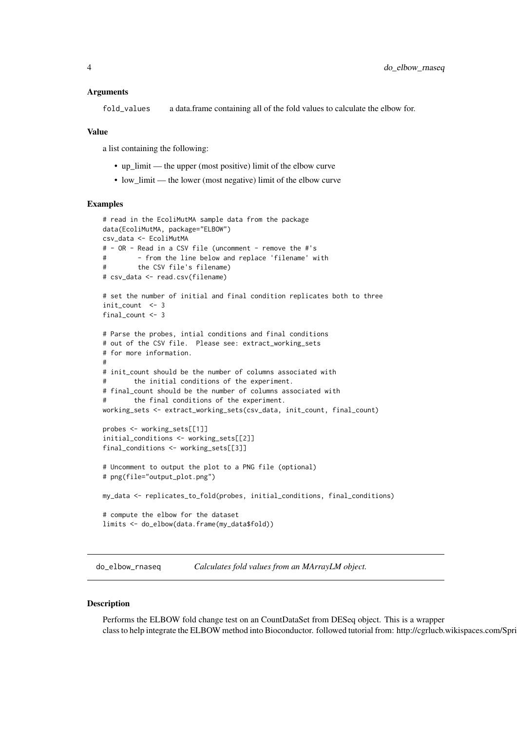### Arguments

fold_values    a data.frame containing all of the fold values to calculate the elbow for.

### Value

a list containing the following:

- up_limit — the upper (most positive) limit of the elbow curve
- low_limit — the lower (most negative) limit of the elbow curve

### Examples

```
# read in the EcoliMutMA sample data from the package
data(EcoliMutMA, package="ELBOW")
csv_data <- EcoliMutMA
# - OR - Read in a CSV file (uncomment - remove the #'s
#        - from the line below and replace 'filename' with
#        the CSV file's filename)
# csv_data <- read.csv(filename)

# set the number of initial and final condition replicates both to three
init_count  <- 3
final_count <- 3

# Parse the probes, intial conditions and final conditions
# out of the CSV file.  Please see: extract_working_sets
# for more information.
#
# init_count should be the number of columns associated with
#       the initial conditions of the experiment.
# final_count should be the number of columns associated with
#       the final conditions of the experiment.
working_sets <- extract_working_sets(csv_data, init_count, final_count)

probes <- working_sets[[1]]
initial_conditions <- working_sets[[2]]
final_conditions <- working_sets[[3]]

# Uncomment to output the plot to a PNG file (optional)
# png(file="output_plot.png")

my_data <- replicates_to_fold(probes, initial_conditions, final_conditions)

# compute the elbow for the dataset
limits <- do_elbow(data.frame(my_data$fold))
```

---

## do_elbow_rnaseq    *Calculates fold values from an MArrayLM object.*

---

### Description

Performs the ELBOW fold change test on an CountDataSet from DESeq object. This is a wrapper class to help integrate the ELBOW method into Bioconductor. followed tutorial from: http://cgrlucb.wikispaces.com/Spri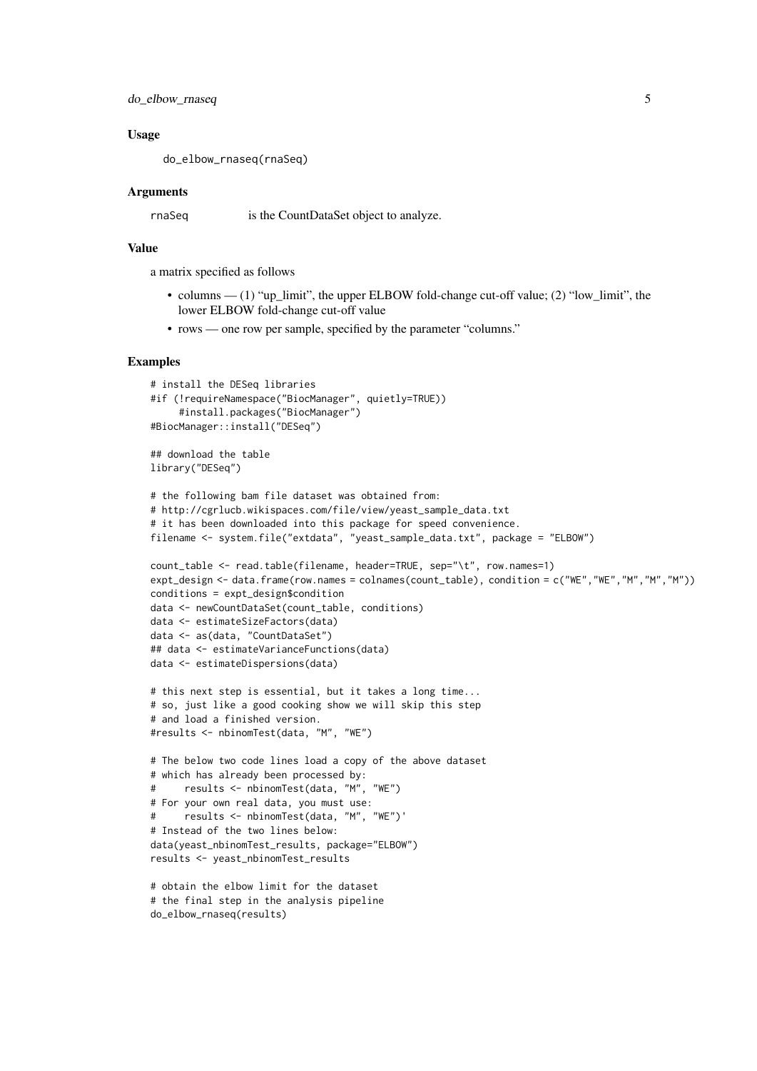### Usage

```
do_elbow_rnaseq(rnaSeq)
```

### Arguments

| | |
|---|---|
| rnaSeq | is the CountDataSet object to analyze. |

### Value

a matrix specified as follows

- columns — (1) "up_limit", the upper ELBOW fold-change cut-off value; (2) "low_limit", the lower ELBOW fold-change cut-off value
- rows — one row per sample, specified by the parameter "columns."

### Examples

```
# install the DESeq libraries
#if (!requireNamespace("BiocManager", quietly=TRUE))
     #install.packages("BiocManager")
#BiocManager::install("DESeq")

## download the table
library("DESeq")

# the following bam file dataset was obtained from:
# http://cgrlucb.wikispaces.com/file/view/yeast_sample_data.txt
# it has been downloaded into this package for speed convenience.
filename <- system.file("extdata", "yeast_sample_data.txt", package = "ELBOW")

count_table <- read.table(filename, header=TRUE, sep="\t", row.names=1)
expt_design <- data.frame(row.names = colnames(count_table), condition = c("WE","WE","M","M","M"))
conditions = expt_design$condition
data <- newCountDataSet(count_table, conditions)
data <- estimateSizeFactors(data)
data <- as(data, "CountDataSet")
## data <- estimateVarianceFunctions(data)
data <- estimateDispersions(data)

# this next step is essential, but it takes a long time...
# so, just like a good cooking show we will skip this step
# and load a finished version.
#results <- nbinomTest(data, "M", "WE")

# The below two code lines load a copy of the above dataset
# which has already been processed by:
#     results <- nbinomTest(data, "M", "WE")
# For your own real data, you must use:
#     results <- nbinomTest(data, "M", "WE")'
# Instead of the two lines below:
data(yeast_nbinomTest_results, package="ELBOW")
results <- yeast_nbinomTest_results

# obtain the elbow limit for the dataset
# the final step in the analysis pipeline
do_elbow_rnaseq(results)
```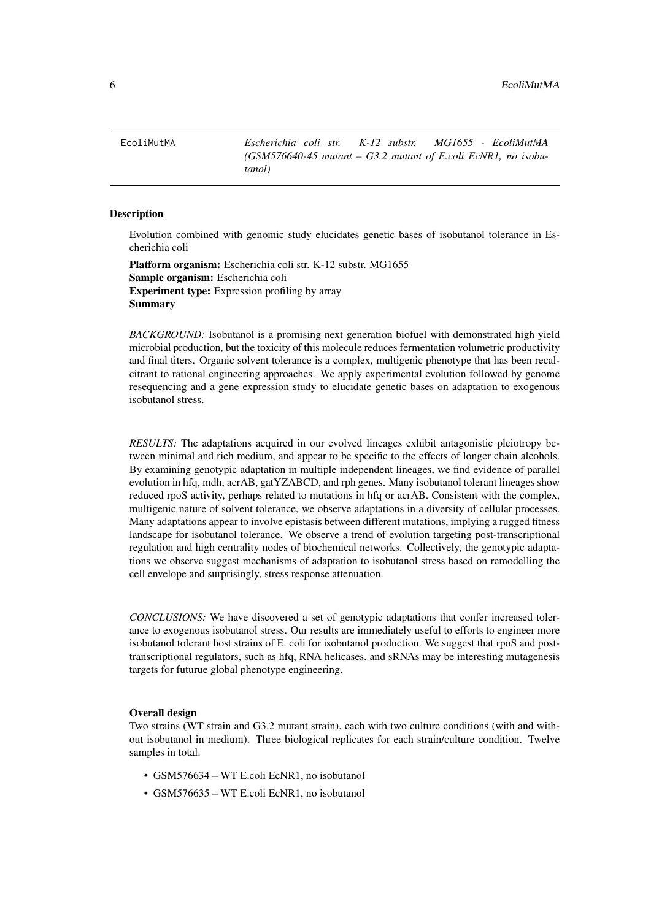EcoliMutMA *Escherichia coli str. K-12 substr. MG1655 - EcoliMutMA (GSM576640-45 mutant – G3.2 mutant of E.coli EcNR1, no isobutanol)*

## Description

Evolution combined with genomic study elucidates genetic bases of isobutanol tolerance in Escherichia coli

**Platform organism:** Escherichia coli str. K-12 substr. MG1655
**Sample organism:** Escherichia coli
**Experiment type:** Expression profiling by array
**Summary**

*BACKGROUND:* Isobutanol is a promising next generation biofuel with demonstrated high yield microbial production, but the toxicity of this molecule reduces fermentation volumetric productivity and final titers. Organic solvent tolerance is a complex, multigenic phenotype that has been recalcitrant to rational engineering approaches. We apply experimental evolution followed by genome resequencing and a gene expression study to elucidate genetic bases on adaptation to exogenous isobutanol stress.

*RESULTS:* The adaptations acquired in our evolved lineages exhibit antagonistic pleiotropy between minimal and rich medium, and appear to be specific to the effects of longer chain alcohols. By examining genotypic adaptation in multiple independent lineages, we find evidence of parallel evolution in hfq, mdh, acrAB, gatYZABCD, and rph genes. Many isobutanol tolerant lineages show reduced rpoS activity, perhaps related to mutations in hfq or acrAB. Consistent with the complex, multigenic nature of solvent tolerance, we observe adaptations in a diversity of cellular processes. Many adaptations appear to involve epistasis between different mutations, implying a rugged fitness landscape for isobutanol tolerance. We observe a trend of evolution targeting post-transcriptional regulation and high centrality nodes of biochemical networks. Collectively, the genotypic adaptations we observe suggest mechanisms of adaptation to isobutanol stress based on remodelling the cell envelope and surprisingly, stress response attenuation.

*CONCLUSIONS:* We have discovered a set of genotypic adaptations that confer increased tolerance to exogenous isobutanol stress. Our results are immediately useful to efforts to engineer more isobutanol tolerant host strains of E. coli for isobutanol production. We suggest that rpoS and post-transcriptional regulators, such as hfq, RNA helicases, and sRNAs may be interesting mutagenesis targets for futurue global phenotype engineering.

**Overall design**

Two strains (WT strain and G3.2 mutant strain), each with two culture conditions (with and without isobutanol in medium). Three biological replicates for each strain/culture condition. Twelve samples in total.

- GSM576634 – WT E.coli EcNR1, no isobutanol
- GSM576635 – WT E.coli EcNR1, no isobutanol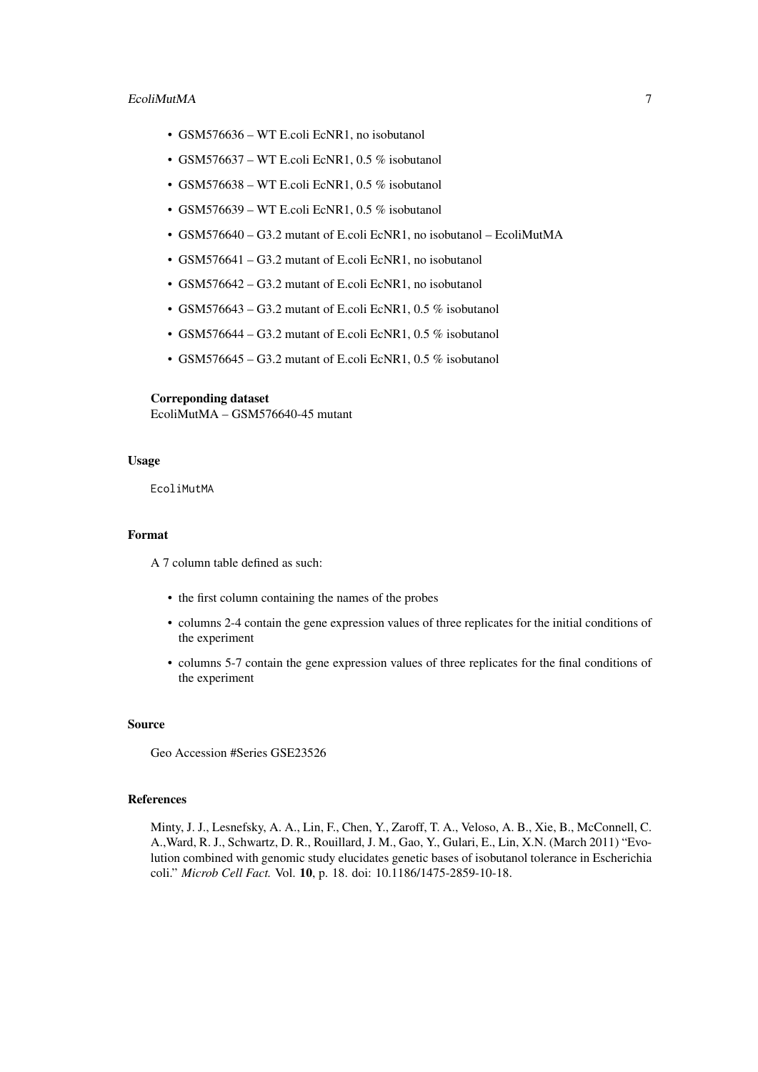- GSM576636 – WT E.coli EcNR1, no isobutanol
- GSM576637 – WT E.coli EcNR1, 0.5 % isobutanol
- GSM576638 – WT E.coli EcNR1, 0.5 % isobutanol
- GSM576639 – WT E.coli EcNR1, 0.5 % isobutanol
- GSM576640 – G3.2 mutant of E.coli EcNR1, no isobutanol – EcoliMutMA
- GSM576641 – G3.2 mutant of E.coli EcNR1, no isobutanol
- GSM576642 – G3.2 mutant of E.coli EcNR1, no isobutanol
- GSM576643 – G3.2 mutant of E.coli EcNR1, 0.5 % isobutanol
- GSM576644 – G3.2 mutant of E.coli EcNR1, 0.5 % isobutanol
- GSM576645 – G3.2 mutant of E.coli EcNR1, 0.5 % isobutanol

**Correponding dataset**
EcoliMutMA – GSM576640-45 mutant

### Usage

```
EcoliMutMA
```

### Format

A 7 column table defined as such:

- the first column containing the names of the probes
- columns 2-4 contain the gene expression values of three replicates for the initial conditions of the experiment
- columns 5-7 contain the gene expression values of three replicates for the final conditions of the experiment

### Source

Geo Accession #Series GSE23526

### References

Minty, J. J., Lesnefsky, A. A., Lin, F., Chen, Y., Zaroff, T. A., Veloso, A. B., Xie, B., McConnell, C. A.,Ward, R. J., Schwartz, D. R., Rouillard, J. M., Gao, Y., Gulari, E., Lin, X.N. (March 2011) "Evolution combined with genomic study elucidates genetic bases of isobutanol tolerance in Escherichia coli." *Microb Cell Fact.* Vol. **10**, p. 18. doi: 10.1186/1475-2859-10-18.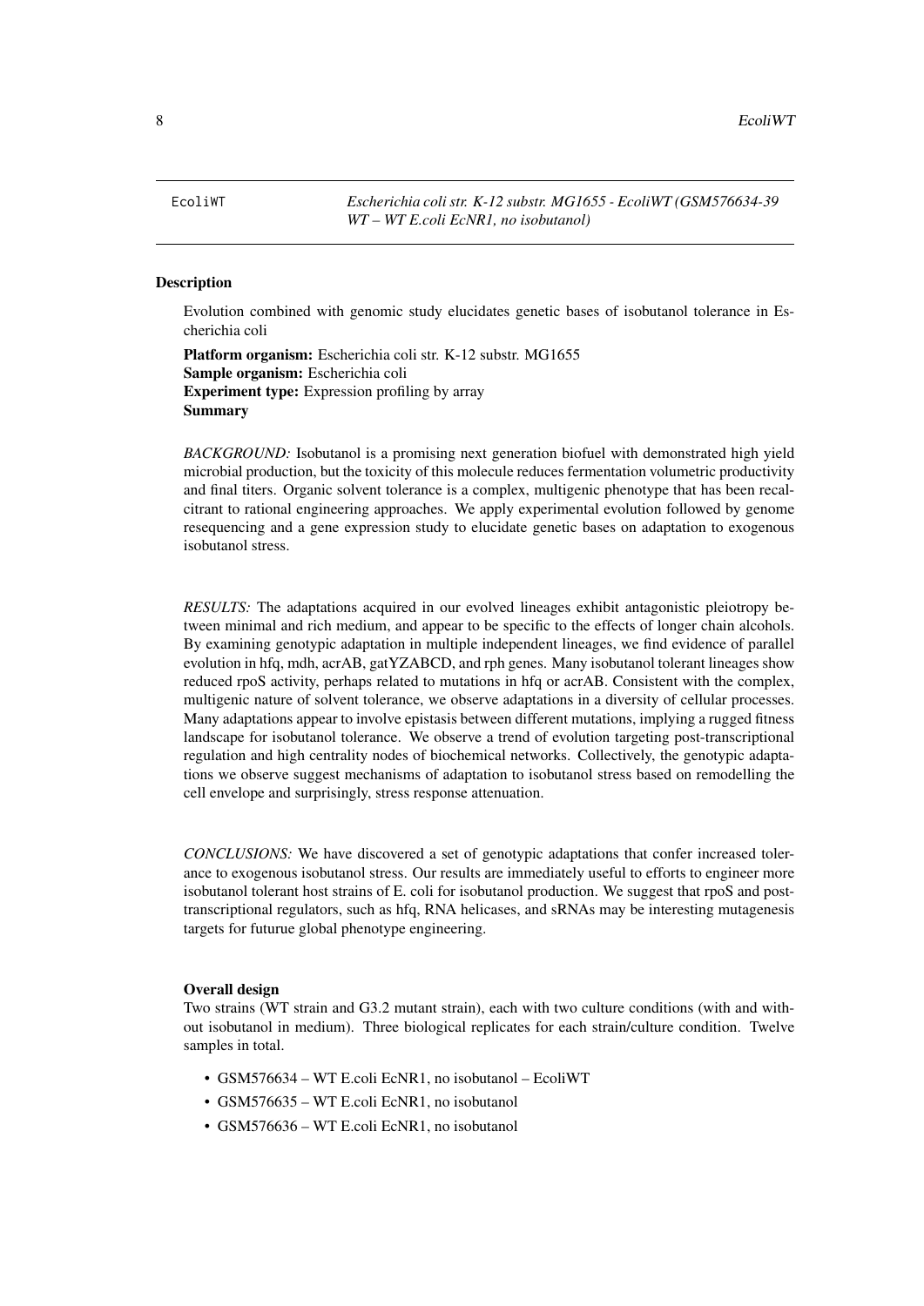EcoliWT *Escherichia coli str. K-12 substr. MG1655 - EcoliWT (GSM576634-39 WT – WT E.coli EcNR1, no isobutanol)*

## Description

Evolution combined with genomic study elucidates genetic bases of isobutanol tolerance in Escherichia coli

**Platform organism:** Escherichia coli str. K-12 substr. MG1655
**Sample organism:** Escherichia coli
**Experiment type:** Expression profiling by array
**Summary**

*BACKGROUND:* Isobutanol is a promising next generation biofuel with demonstrated high yield microbial production, but the toxicity of this molecule reduces fermentation volumetric productivity and final titers. Organic solvent tolerance is a complex, multigenic phenotype that has been recalcitrant to rational engineering approaches. We apply experimental evolution followed by genome resequencing and a gene expression study to elucidate genetic bases on adaptation to exogenous isobutanol stress.

*RESULTS:* The adaptations acquired in our evolved lineages exhibit antagonistic pleiotropy between minimal and rich medium, and appear to be specific to the effects of longer chain alcohols. By examining genotypic adaptation in multiple independent lineages, we find evidence of parallel evolution in hfq, mdh, acrAB, gatYZABCD, and rph genes. Many isobutanol tolerant lineages show reduced rpoS activity, perhaps related to mutations in hfq or acrAB. Consistent with the complex, multigenic nature of solvent tolerance, we observe adaptations in a diversity of cellular processes. Many adaptations appear to involve epistasis between different mutations, implying a rugged fitness landscape for isobutanol tolerance. We observe a trend of evolution targeting post-transcriptional regulation and high centrality nodes of biochemical networks. Collectively, the genotypic adaptations we observe suggest mechanisms of adaptation to isobutanol stress based on remodelling the cell envelope and surprisingly, stress response attenuation.

*CONCLUSIONS:* We have discovered a set of genotypic adaptations that confer increased tolerance to exogenous isobutanol stress. Our results are immediately useful to efforts to engineer more isobutanol tolerant host strains of E. coli for isobutanol production. We suggest that rpoS and post-transcriptional regulators, such as hfq, RNA helicases, and sRNAs may be interesting mutagenesis targets for futurue global phenotype engineering.

**Overall design**

Two strains (WT strain and G3.2 mutant strain), each with two culture conditions (with and without isobutanol in medium). Three biological replicates for each strain/culture condition. Twelve samples in total.

- GSM576634 – WT E.coli EcNR1, no isobutanol – EcoliWT
- GSM576635 – WT E.coli EcNR1, no isobutanol
- GSM576636 – WT E.coli EcNR1, no isobutanol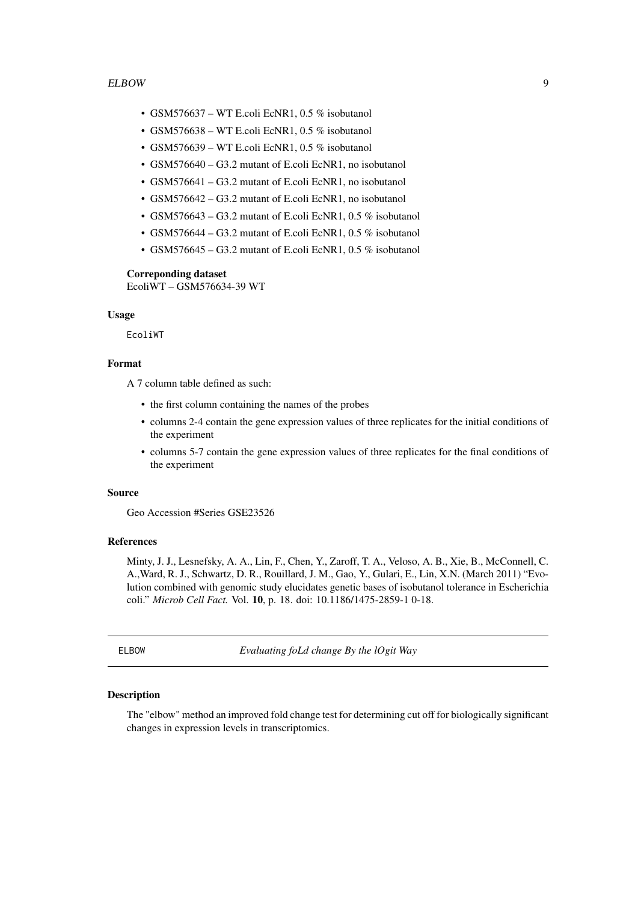- GSM576637 – WT E.coli EcNR1, 0.5 % isobutanol
- GSM576638 – WT E.coli EcNR1, 0.5 % isobutanol
- GSM576639 – WT E.coli EcNR1, 0.5 % isobutanol
- GSM576640 – G3.2 mutant of E.coli EcNR1, no isobutanol
- GSM576641 – G3.2 mutant of E.coli EcNR1, no isobutanol
- GSM576642 – G3.2 mutant of E.coli EcNR1, no isobutanol
- GSM576643 – G3.2 mutant of E.coli EcNR1, 0.5 % isobutanol
- GSM576644 – G3.2 mutant of E.coli EcNR1, 0.5 % isobutanol
- GSM576645 – G3.2 mutant of E.coli EcNR1, 0.5 % isobutanol

**Correponding dataset**
EcoliWT – GSM576634-39 WT

### Usage

```
EcoliWT
```

### Format

A 7 column table defined as such:

- the first column containing the names of the probes
- columns 2-4 contain the gene expression values of three replicates for the initial conditions of the experiment
- columns 5-7 contain the gene expression values of three replicates for the final conditions of the experiment

### Source

Geo Accession #Series GSE23526

### References

Minty, J. J., Lesnefsky, A. A., Lin, F., Chen, Y., Zaroff, T. A., Veloso, A. B., Xie, B., McConnell, C. A.,Ward, R. J., Schwartz, D. R., Rouillard, J. M., Gao, Y., Gulari, E., Lin, X.N. (March 2011) "Evolution combined with genomic study elucidates genetic bases of isobutanol tolerance in Escherichia coli." *Microb Cell Fact.* Vol. **10**, p. 18. doi: 10.1186/1475-2859-1 0-18.

---

## ELBOW — *Evaluating foLd change By the lOgit Way*

### Description

The "elbow" method an improved fold change test for determining cut off for biologically significant changes in expression levels in transcriptomics.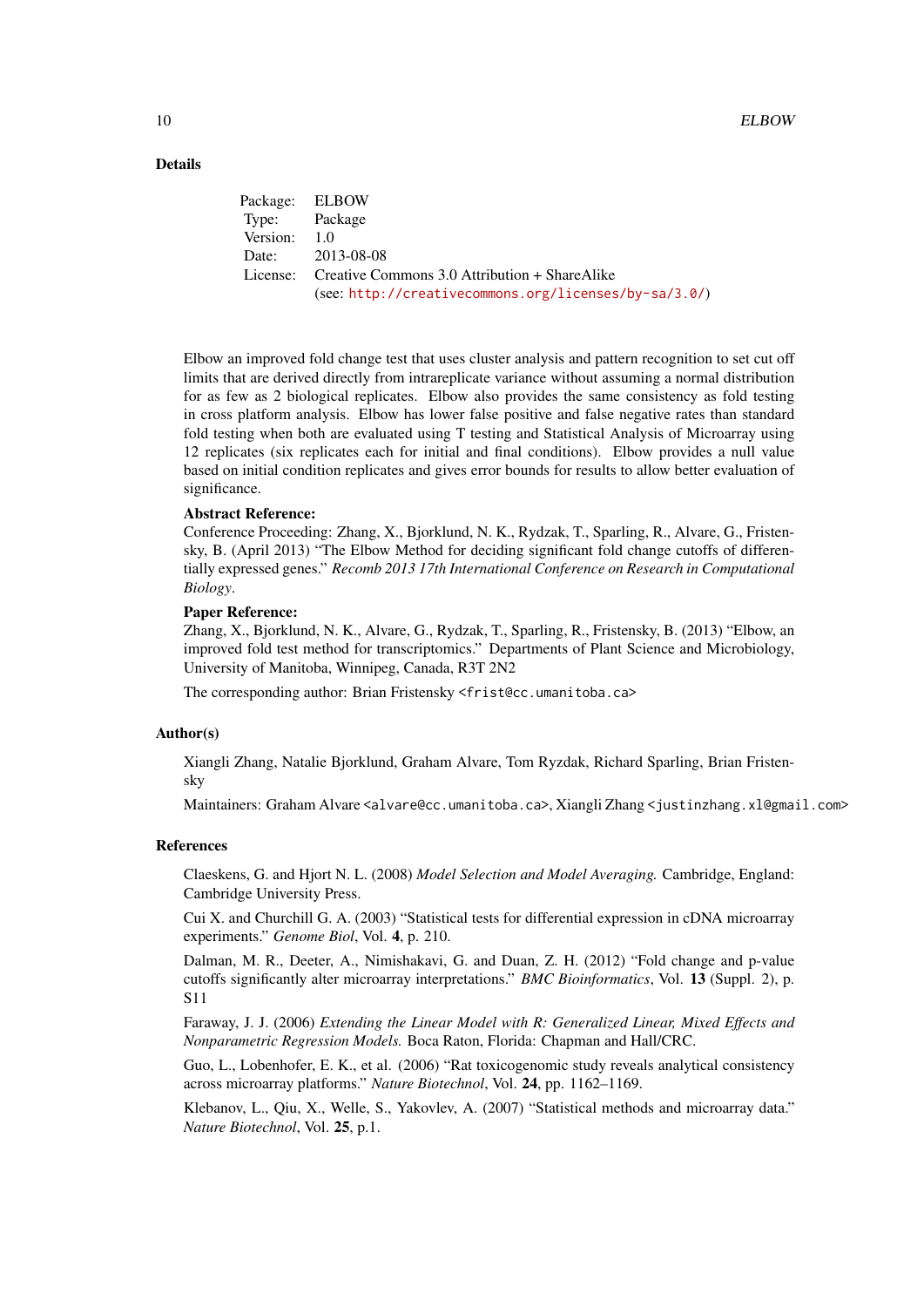### Details

| Package: | ELBOW |
|---|---|
| Type: | Package |
| Version: | 1.0 |
| Date: | 2013-08-08 |
| License: | Creative Commons 3.0 Attribution + ShareAlike (see: http://creativecommons.org/licenses/by-sa/3.0/) |

Elbow an improved fold change test that uses cluster analysis and pattern recognition to set cut off limits that are derived directly from intrareplicate variance without assuming a normal distribution for as few as 2 biological replicates. Elbow also provides the same consistency as fold testing in cross platform analysis. Elbow has lower false positive and false negative rates than standard fold testing when both are evaluated using T testing and Statistical Analysis of Microarray using 12 replicates (six replicates each for initial and final conditions). Elbow provides a null value based on initial condition replicates and gives error bounds for results to allow better evaluation of significance.

**Abstract Reference:**
Conference Proceeding: Zhang, X., Bjorklund, N. K., Rydzak, T., Sparling, R., Alvare, G., Fristensky, B. (April 2013) "The Elbow Method for deciding significant fold change cutoffs of differentially expressed genes." *Recomb 2013 17th International Conference on Research in Computational Biology*.

**Paper Reference:**
Zhang, X., Bjorklund, N. K., Alvare, G., Rydzak, T., Sparling, R., Fristensky, B. (2013) "Elbow, an improved fold test method for transcriptomics." Departments of Plant Science and Microbiology, University of Manitoba, Winnipeg, Canada, R3T 2N2

The corresponding author: Brian Fristensky <frist@cc.umanitoba.ca>

### Author(s)

Xiangli Zhang, Natalie Bjorklund, Graham Alvare, Tom Ryzdak, Richard Sparling, Brian Fristensky

Maintainers: Graham Alvare <alvare@cc.umanitoba.ca>, Xiangli Zhang <justinzhang.xl@gmail.com>

### References

Claeskens, G. and Hjort N. L. (2008) *Model Selection and Model Averaging.* Cambridge, England: Cambridge University Press.

Cui X. and Churchill G. A. (2003) "Statistical tests for differential expression in cDNA microarray experiments." *Genome Biol*, Vol. **4**, p. 210.

Dalman, M. R., Deeter, A., Nimishakavi, G. and Duan, Z. H. (2012) "Fold change and p-value cutoffs significantly alter microarray interpretations." *BMC Bioinformatics*, Vol. **13** (Suppl. 2), p. S11

Faraway, J. J. (2006) *Extending the Linear Model with R: Generalized Linear, Mixed Effects and Nonparametric Regression Models.* Boca Raton, Florida: Chapman and Hall/CRC.

Guo, L., Lobenhofer, E. K., et al. (2006) "Rat toxicogenomic study reveals analytical consistency across microarray platforms." *Nature Biotechnol*, Vol. **24**, pp. 1162–1169.

Klebanov, L., Qiu, X., Welle, S., Yakovlev, A. (2007) "Statistical methods and microarray data." *Nature Biotechnol*, Vol. **25**, p.1.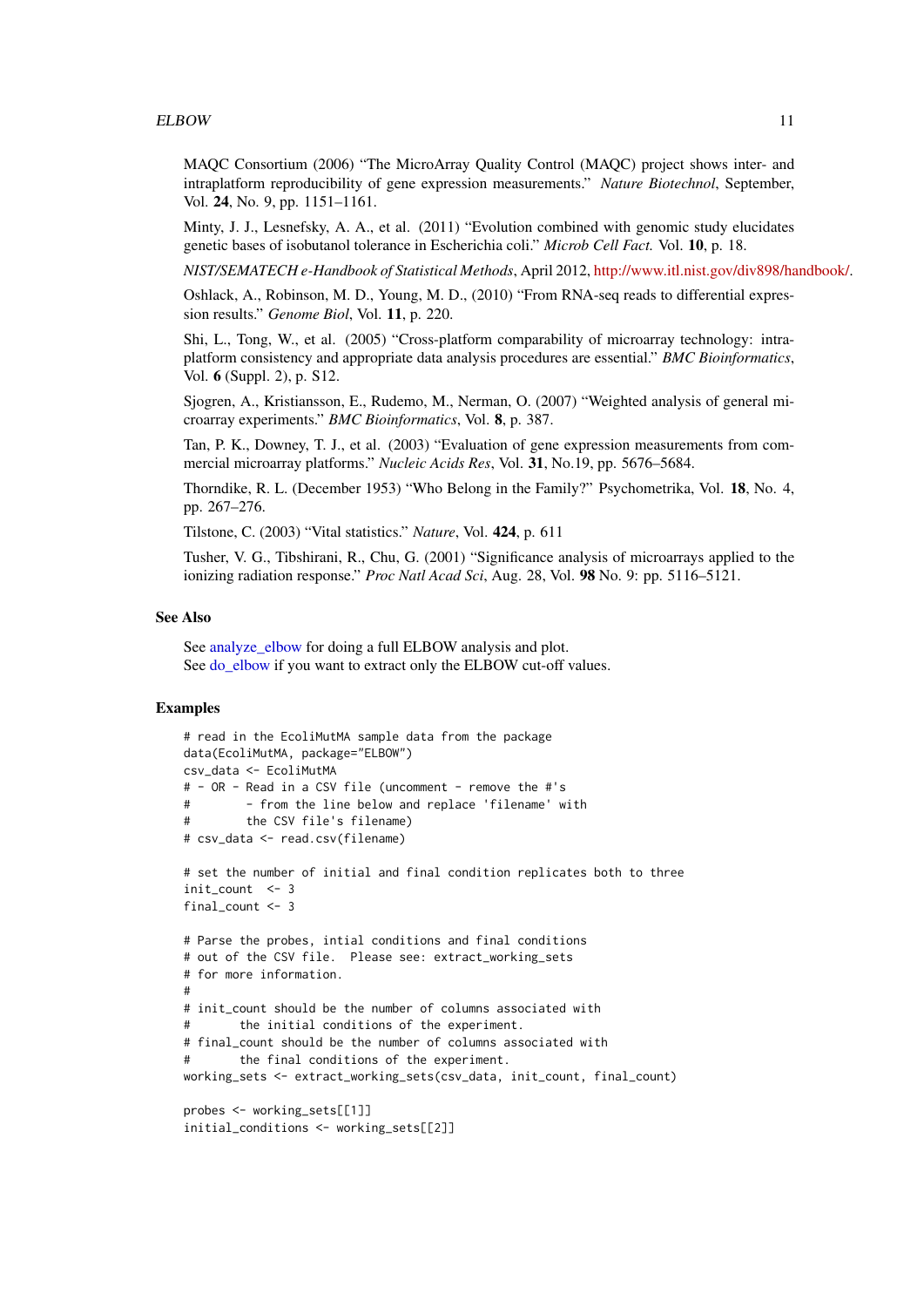MAQC Consortium (2006) “The MicroArray Quality Control (MAQC) project shows inter- and intraplatform reproducibility of gene expression measurements.” *Nature Biotechnol*, September, Vol. **24**, No. 9, pp. 1151–1161.

Minty, J. J., Lesnefsky, A. A., et al. (2011) “Evolution combined with genomic study elucidates genetic bases of isobutanol tolerance in Escherichia coli.” *Microb Cell Fact.* Vol. **10**, p. 18.

*NIST/SEMATECH e-Handbook of Statistical Methods*, April 2012, http://www.itl.nist.gov/div898/handbook/.

Oshlack, A., Robinson, M. D., Young, M. D., (2010) “From RNA-seq reads to differential expression results.” *Genome Biol*, Vol. **11**, p. 220.

Shi, L., Tong, W., et al. (2005) “Cross-platform comparability of microarray technology: intraplatform consistency and appropriate data analysis procedures are essential.” *BMC Bioinformatics*, Vol. **6** (Suppl. 2), p. S12.

Sjogren, A., Kristiansson, E., Rudemo, M., Nerman, O. (2007) “Weighted analysis of general microarray experiments.” *BMC Bioinformatics*, Vol. **8**, p. 387.

Tan, P. K., Downey, T. J., et al. (2003) “Evaluation of gene expression measurements from commercial microarray platforms.” *Nucleic Acids Res*, Vol. **31**, No.19, pp. 5676–5684.

Thorndike, R. L. (December 1953) “Who Belong in the Family?” Psychometrika, Vol. **18**, No. 4, pp. 267–276.

Tilstone, C. (2003) “Vital statistics.” *Nature*, Vol. **424**, p. 611

Tusher, V. G., Tibshirani, R., Chu, G. (2001) “Significance analysis of microarrays applied to the ionizing radiation response.” *Proc Natl Acad Sci*, Aug. 28, Vol. **98** No. 9: pp. 5116–5121.

### See Also

See analyze_elbow for doing a full ELBOW analysis and plot.
See do_elbow if you want to extract only the ELBOW cut-off values.

### Examples

```
# read in the EcoliMutMA sample data from the package
data(EcoliMutMA, package="ELBOW")
csv_data <- EcoliMutMA
# - OR - Read in a CSV file (uncomment - remove the #'s
#        - from the line below and replace 'filename' with
#        the CSV file's filename)
# csv_data <- read.csv(filename)

# set the number of initial and final condition replicates both to three
init_count  <- 3
final_count <- 3

# Parse the probes, intial conditions and final conditions
# out of the CSV file.  Please see: extract_working_sets
# for more information.
#
# init_count should be the number of columns associated with
#       the initial conditions of the experiment.
# final_count should be the number of columns associated with
#       the final conditions of the experiment.
working_sets <- extract_working_sets(csv_data, init_count, final_count)

probes <- working_sets[[1]]
initial_conditions <- working_sets[[2]]
```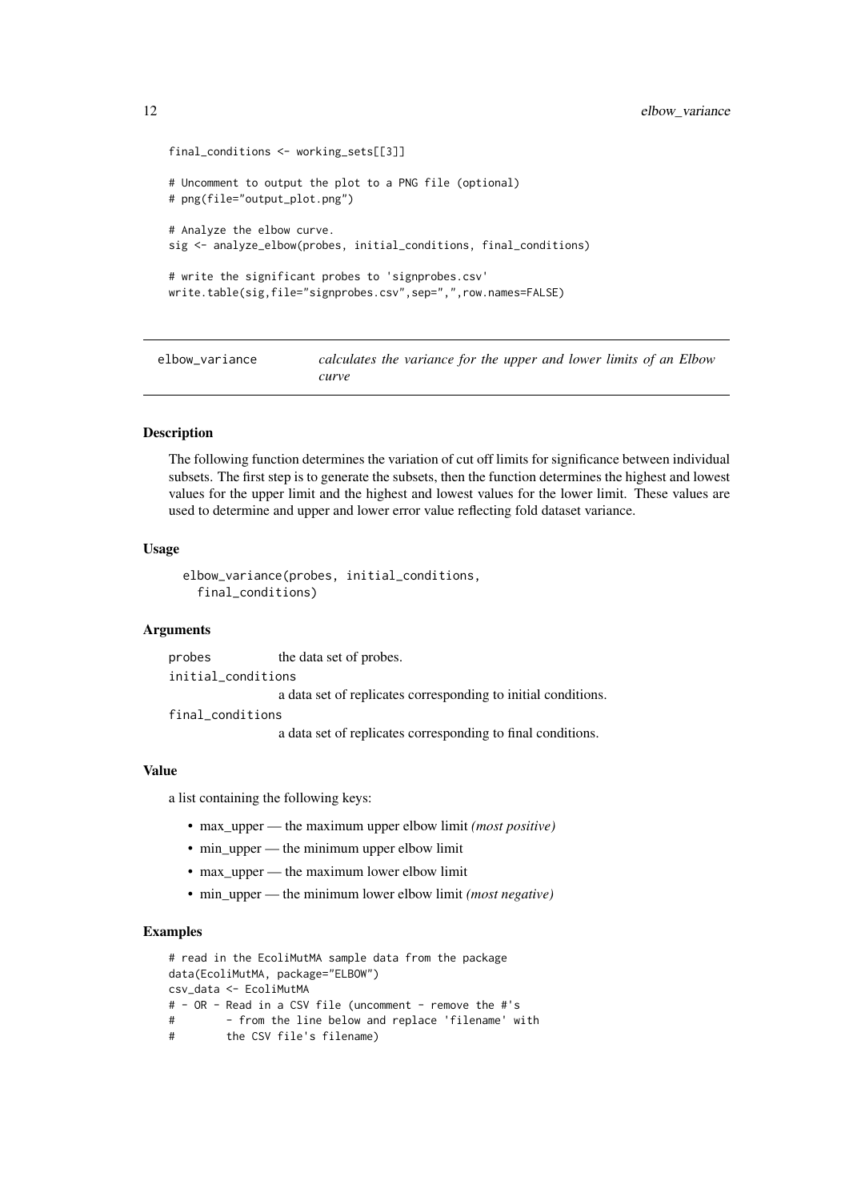```
final_conditions <- working_sets[[3]]

# Uncomment to output the plot to a PNG file (optional)
# png(file="output_plot.png")

# Analyze the elbow curve.
sig <- analyze_elbow(probes, initial_conditions, final_conditions)

# write the significant probes to 'signprobes.csv'
write.table(sig,file="signprobes.csv",sep=",",row.names=FALSE)
```

---

## elbow_variance — *calculates the variance for the upper and lower limits of an Elbow curve*

---

### Description

The following function determines the variation of cut off limits for significance between individual subsets. The first step is to generate the subsets, then the function determines the highest and lowest values for the upper limit and the highest and lowest values for the lower limit. These values are used to determine and upper and lower error value reflecting fold dataset variance.

### Usage

```
elbow_variance(probes, initial_conditions,
  final_conditions)
```

### Arguments

`probes` the data set of probes.

`initial_conditions`
a data set of replicates corresponding to initial conditions.

`final_conditions`
a data set of replicates corresponding to final conditions.

### Value

a list containing the following keys:

- max_upper — the maximum upper elbow limit *(most positive)*
- min_upper — the minimum upper elbow limit
- max_upper — the maximum lower elbow limit
- min_upper — the minimum lower elbow limit *(most negative)*

### Examples

```
# read in the EcoliMutMA sample data from the package
data(EcoliMutMA, package="ELBOW")
csv_data <- EcoliMutMA
# - OR - Read in a CSV file (uncomment - remove the #'s
#        - from the line below and replace 'filename' with
#        the CSV file's filename)
```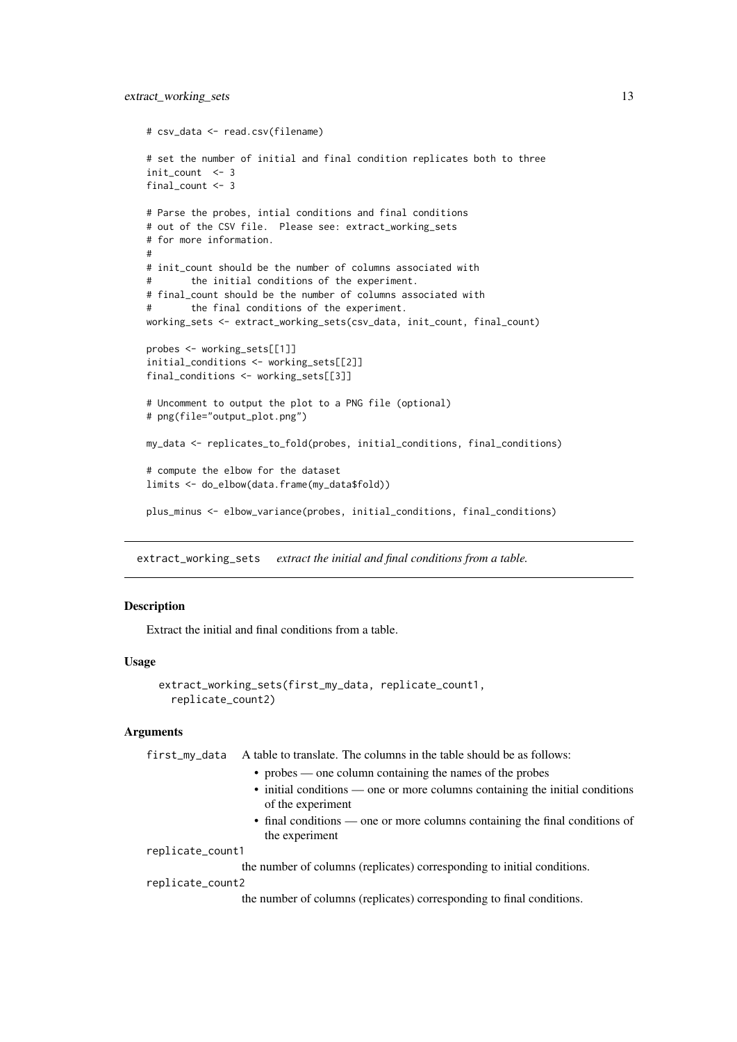```
# csv_data <- read.csv(filename)

# set the number of initial and final condition replicates both to three
init_count  <- 3
final_count <- 3

# Parse the probes, intial conditions and final conditions
# out of the CSV file.  Please see: extract_working_sets
# for more information.
#
# init_count should be the number of columns associated with
#       the initial conditions of the experiment.
# final_count should be the number of columns associated with
#       the final conditions of the experiment.
working_sets <- extract_working_sets(csv_data, init_count, final_count)

probes <- working_sets[[1]]
initial_conditions <- working_sets[[2]]
final_conditions <- working_sets[[3]]

# Uncomment to output the plot to a PNG file (optional)
# png(file="output_plot.png")

my_data <- replicates_to_fold(probes, initial_conditions, final_conditions)

# compute the elbow for the dataset
limits <- do_elbow(data.frame(my_data$fold))

plus_minus <- elbow_variance(probes, initial_conditions, final_conditions)
```

## extract_working_sets *extract the initial and final conditions from a table.*

### Description

Extract the initial and final conditions from a table.

### Usage

```
extract_working_sets(first_my_data, replicate_count1,
  replicate_count2)
```

### Arguments

`first_my_data` A table to translate. The columns in the table should be as follows:

- probes — one column containing the names of the probes
- initial conditions — one or more columns containing the initial conditions of the experiment
- final conditions — one or more columns containing the final conditions of the experiment

`replicate_count1` the number of columns (replicates) corresponding to initial conditions.

`replicate_count2` the number of columns (replicates) corresponding to final conditions.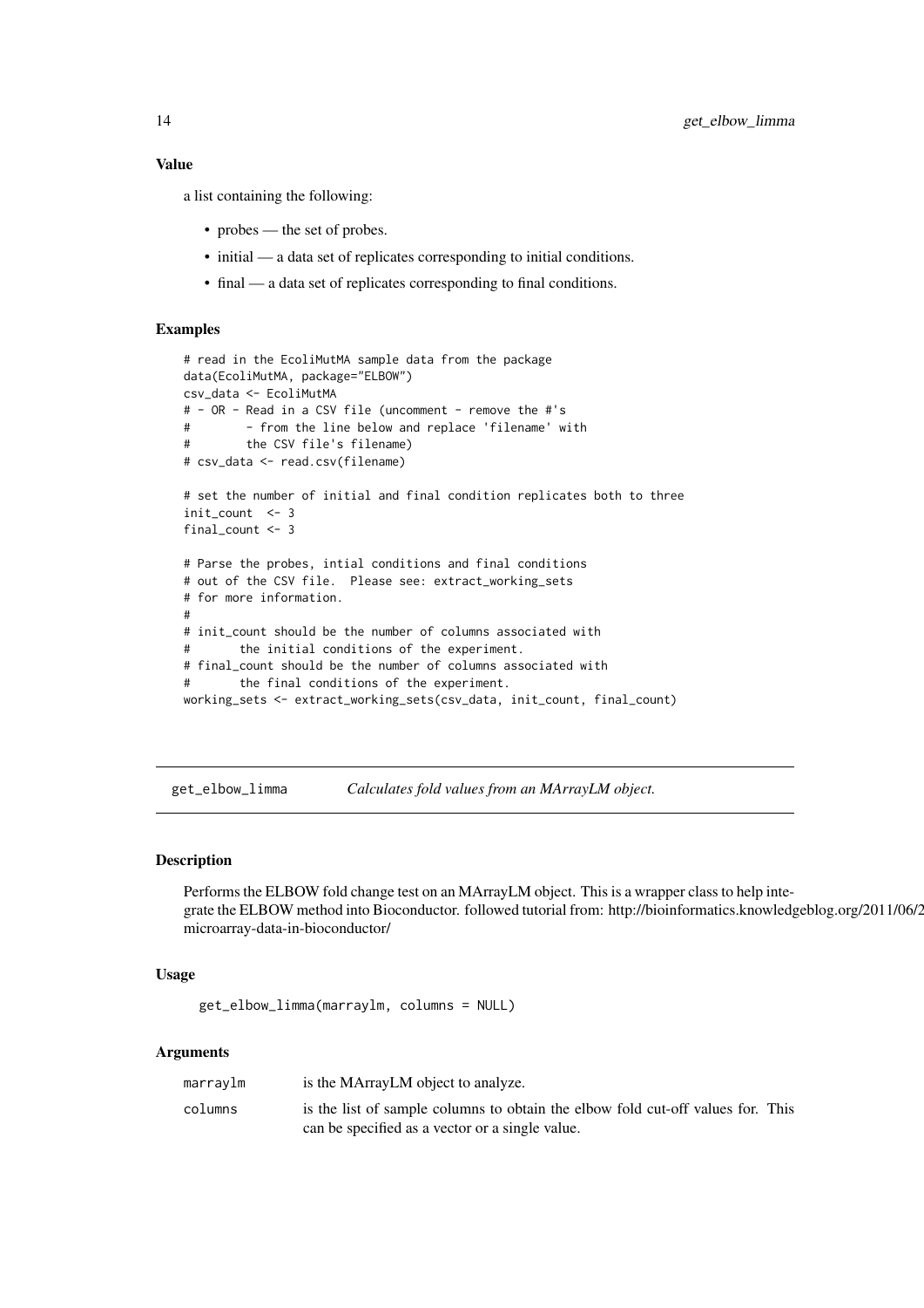### Value

a list containing the following:

- probes — the set of probes.
- initial — a data set of replicates corresponding to initial conditions.
- final — a data set of replicates corresponding to final conditions.

### Examples

```
# read in the EcoliMutMA sample data from the package
data(EcoliMutMA, package="ELBOW")
csv_data <- EcoliMutMA
# - OR - Read in a CSV file (uncomment - remove the #'s
#        - from the line below and replace 'filename' with
#        the CSV file's filename)
# csv_data <- read.csv(filename)

# set the number of initial and final condition replicates both to three
init_count  <- 3
final_count <- 3

# Parse the probes, intial conditions and final conditions
# out of the CSV file.  Please see: extract_working_sets
# for more information.
#
# init_count should be the number of columns associated with
#       the initial conditions of the experiment.
# final_count should be the number of columns associated with
#       the final conditions of the experiment.
working_sets <- extract_working_sets(csv_data, init_count, final_count)
```

---

## get_elbow_limma — *Calculates fold values from an MArrayLM object.*

### Description

Performs the ELBOW fold change test on an MArrayLM object. This is a wrapper class to help integrate the ELBOW method into Bioconductor. followed tutorial from: http://bioinformatics.knowledgeblog.org/2011/06/2 microarray-data-in-bioconductor/

### Usage

```
get_elbow_limma(marraylm, columns = NULL)
```

### Arguments

| | |
|---|---|
| marraylm | is the MArrayLM object to analyze. |
| columns | is the list of sample columns to obtain the elbow fold cut-off values for. This can be specified as a vector or a single value. |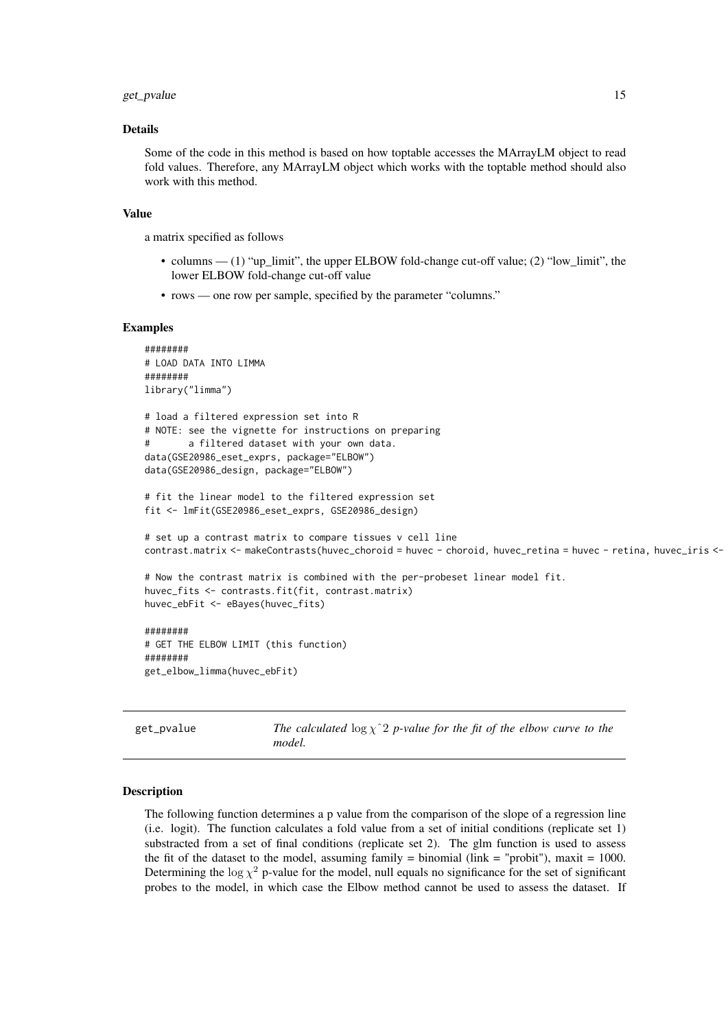### Details

Some of the code in this method is based on how toptable accesses the MArrayLM object to read fold values. Therefore, any MArrayLM object which works with the toptable method should also work with this method.

### Value

a matrix specified as follows

- columns — (1) "up_limit", the upper ELBOW fold-change cut-off value; (2) "low_limit", the lower ELBOW fold-change cut-off value
- rows — one row per sample, specified by the parameter "columns."

### Examples

```
########
# LOAD DATA INTO LIMMA
########
library("limma")

# load a filtered expression set into R
# NOTE: see the vignette for instructions on preparing
#       a filtered dataset with your own data.
data(GSE20986_eset_exprs, package="ELBOW")
data(GSE20986_design, package="ELBOW")

# fit the linear model to the filtered expression set
fit <- lmFit(GSE20986_eset_exprs, GSE20986_design)

# set up a contrast matrix to compare tissues v cell line
contrast.matrix <- makeContrasts(huvec_choroid = huvec - choroid, huvec_retina = huvec - retina, huvec_iris <-

# Now the contrast matrix is combined with the per-probeset linear model fit.
huvec_fits <- contrasts.fit(fit, contrast.matrix)
huvec_ebFit <- eBayes(huvec_fits)

########
# GET THE ELBOW LIMIT (this function)
########
get_elbow_limma(huvec_ebFit)
```

---

## get_pvalue — *The calculated $\log \chi\hat{}2$ p-value for the fit of the elbow curve to the model.*

---

### Description

The following function determines a p value from the comparison of the slope of a regression line (i.e. logit). The function calculates a fold value from a set of initial conditions (replicate set 1) substracted from a set of final conditions (replicate set 2). The glm function is used to assess the fit of the dataset to the model, assuming family = binomial (link = "probit"), maxit = 1000. Determining the $\log \chi^2$ p-value for the model, null equals no significance for the set of significant probes to the model, in which case the Elbow method cannot be used to assess the dataset. If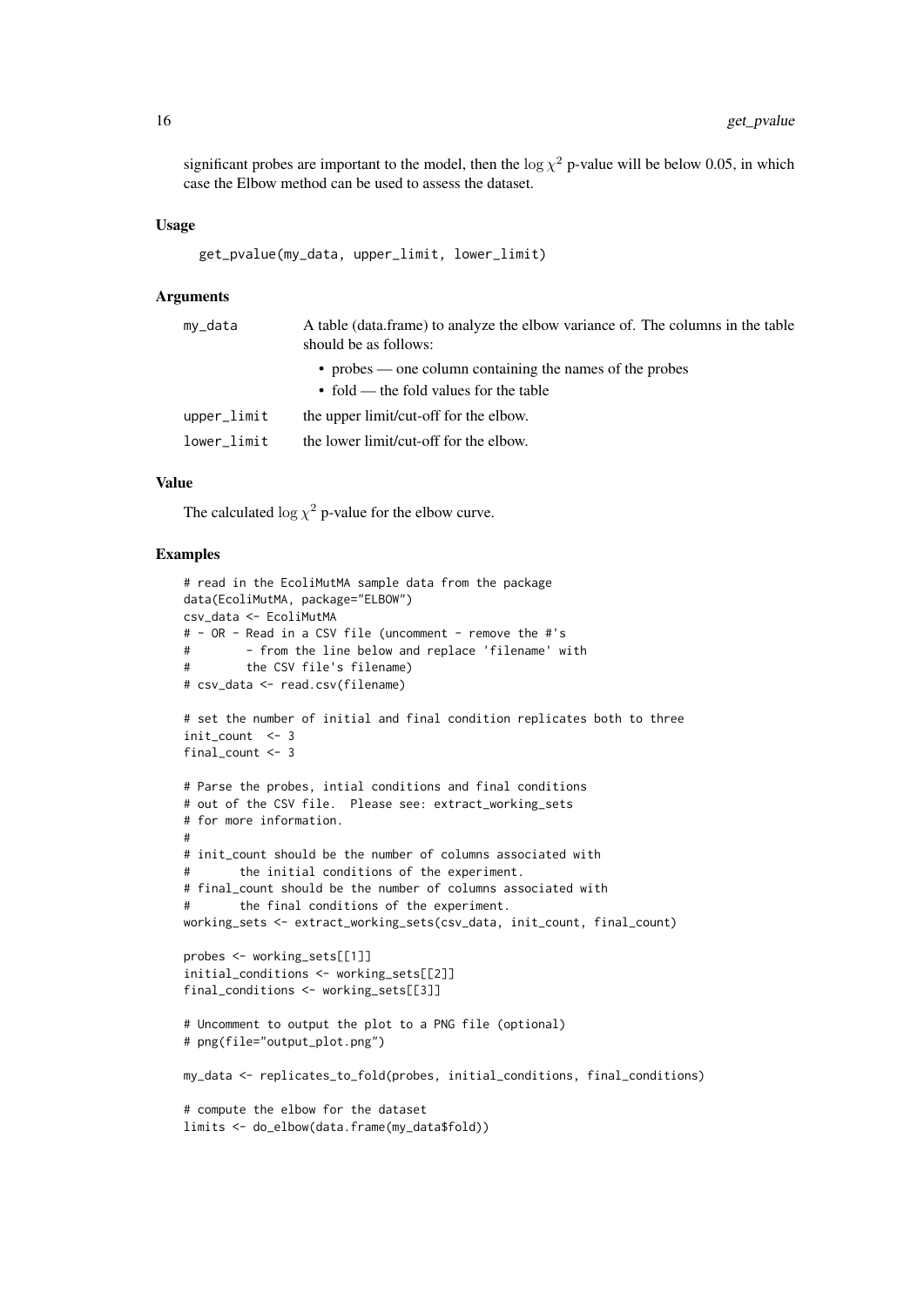significant probes are important to the model, then the $\log \chi^2$ p-value will be below 0.05, in which case the Elbow method can be used to assess the dataset.

### Usage

```
get_pvalue(my_data, upper_limit, lower_limit)
```

### Arguments

| | |
|---|---|
| `my_data` | A table (data.frame) to analyze the elbow variance of. The columns in the table should be as follows: <br>• probes — one column containing the names of the probes <br>• fold — the fold values for the table |
| `upper_limit` | the upper limit/cut-off for the elbow. |
| `lower_limit` | the lower limit/cut-off for the elbow. |

### Value

The calculated $\log \chi^2$ p-value for the elbow curve.

### Examples

```
# read in the EcoliMutMA sample data from the package
data(EcoliMutMA, package="ELBOW")
csv_data <- EcoliMutMA
# - OR - Read in a CSV file (uncomment - remove the #'s
#        - from the line below and replace 'filename' with
#        the CSV file's filename)
# csv_data <- read.csv(filename)

# set the number of initial and final condition replicates both to three
init_count  <- 3
final_count <- 3

# Parse the probes, intial conditions and final conditions
# out of the CSV file.  Please see: extract_working_sets
# for more information.
#
# init_count should be the number of columns associated with
#       the initial conditions of the experiment.
# final_count should be the number of columns associated with
#       the final conditions of the experiment.
working_sets <- extract_working_sets(csv_data, init_count, final_count)

probes <- working_sets[[1]]
initial_conditions <- working_sets[[2]]
final_conditions <- working_sets[[3]]

# Uncomment to output the plot to a PNG file (optional)
# png(file="output_plot.png")

my_data <- replicates_to_fold(probes, initial_conditions, final_conditions)

# compute the elbow for the dataset
limits <- do_elbow(data.frame(my_data$fold))
```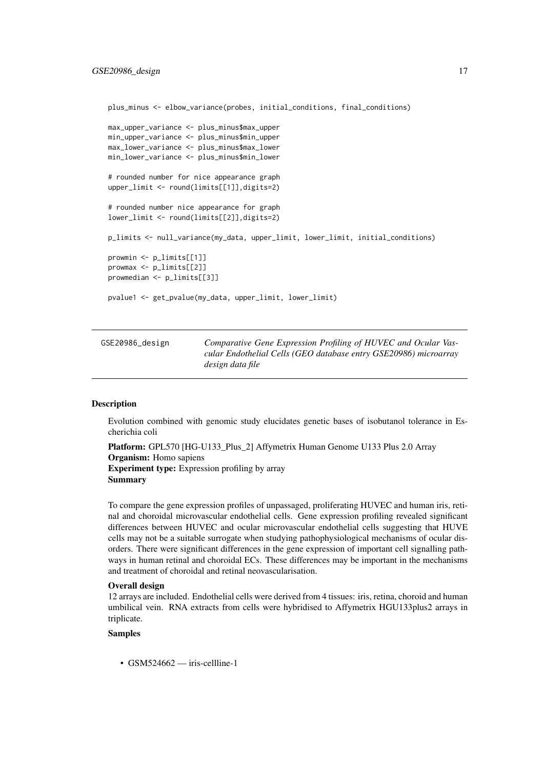```
plus_minus <- elbow_variance(probes, initial_conditions, final_conditions)

max_upper_variance <- plus_minus$max_upper
min_upper_variance <- plus_minus$min_upper
max_lower_variance <- plus_minus$max_lower
min_lower_variance <- plus_minus$min_lower

# rounded number for nice appearance graph
upper_limit <- round(limits[[1]],digits=2)

# rounded number nice appearance for graph
lower_limit <- round(limits[[2]],digits=2)

p_limits <- null_variance(my_data, upper_limit, lower_limit, initial_conditions)

prowmin <- p_limits[[1]]
prowmax <- p_limits[[2]]
prowmedian <- p_limits[[3]]

pvalue1 <- get_pvalue(my_data, upper_limit, lower_limit)
```

---

## GSE20986_design

*Comparative Gene Expression Profiling of HUVEC and Ocular Vascular Endothelial Cells (GEO database entry GSE20986) microarray design data file*

---

### Description

Evolution combined with genomic study elucidates genetic bases of isobutanol tolerance in Escherichia coli

**Platform:** GPL570 [HG-U133_Plus_2] Affymetrix Human Genome U133 Plus 2.0 Array
**Organism:** Homo sapiens
**Experiment type:** Expression profiling by array
**Summary**

To compare the gene expression profiles of unpassaged, proliferating HUVEC and human iris, retinal and choroidal microvascular endothelial cells. Gene expression profiling revealed significant differences between HUVEC and ocular microvascular endothelial cells suggesting that HUVE cells may not be a suitable surrogate when studying pathophysiological mechanisms of ocular disorders. There were significant differences in the gene expression of important cell signalling pathways in human retinal and choroidal ECs. These differences may be important in the mechanisms and treatment of choroidal and retinal neovascularisation.

**Overall design**

12 arrays are included. Endothelial cells were derived from 4 tissues: iris, retina, choroid and human umbilical vein. RNA extracts from cells were hybridised to Affymetrix HGU133plus2 arrays in triplicate.

**Samples**

- GSM524662 — iris-cellline-1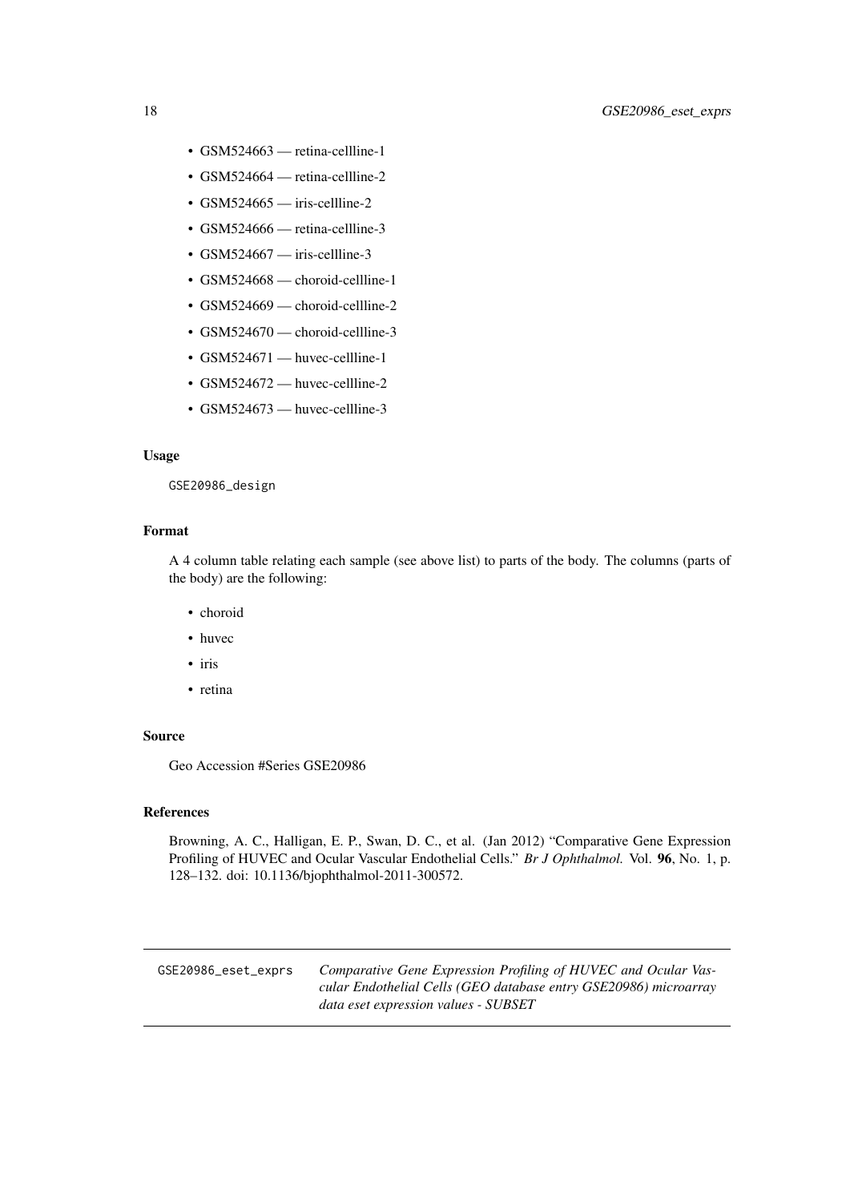- GSM524663 — retina-cellline-1
- GSM524664 — retina-cellline-2
- GSM524665 — iris-cellline-2
- GSM524666 — retina-cellline-3
- GSM524667 — iris-cellline-3
- GSM524668 — choroid-cellline-1
- GSM524669 — choroid-cellline-2
- GSM524670 — choroid-cellline-3
- GSM524671 — huvec-cellline-1
- GSM524672 — huvec-cellline-2
- GSM524673 — huvec-cellline-3

### Usage

```
GSE20986_design
```

### Format

A 4 column table relating each sample (see above list) to parts of the body. The columns (parts of the body) are the following:

- choroid
- huvec
- iris
- retina

### Source

Geo Accession #Series GSE20986

### References

Browning, A. C., Halligan, E. P., Swan, D. C., et al. (Jan 2012) "Comparative Gene Expression Profiling of HUVEC and Ocular Vascular Endothelial Cells." *Br J Ophthalmol.* Vol. **96**, No. 1, p. 128–132. doi: 10.1136/bjophthalmol-2011-300572.

---

## GSE20986_eset_exprs

*Comparative Gene Expression Profiling of HUVEC and Ocular Vascular Endothelial Cells (GEO database entry GSE20986) microarray data eset expression values - SUBSET*

---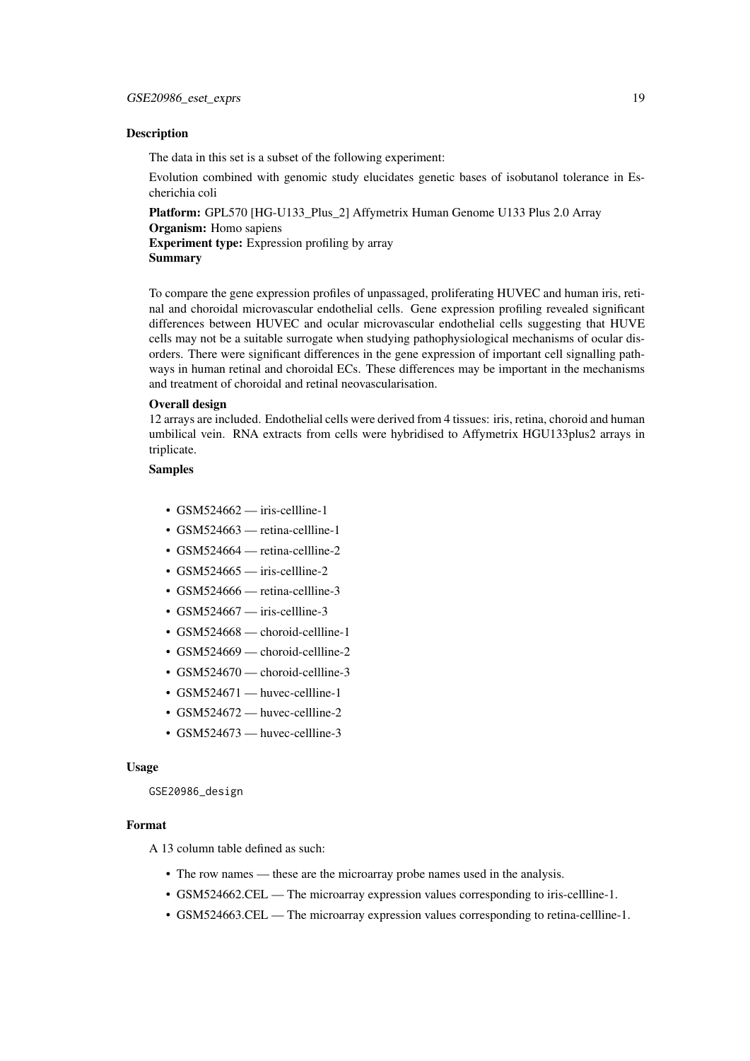### Description

The data in this set is a subset of the following experiment:

Evolution combined with genomic study elucidates genetic bases of isobutanol tolerance in Escherichia coli

**Platform:** GPL570 [HG-U133_Plus_2] Affymetrix Human Genome U133 Plus 2.0 Array
**Organism:** Homo sapiens
**Experiment type:** Expression profiling by array
**Summary**

To compare the gene expression profiles of unpassaged, proliferating HUVEC and human iris, retinal and choroidal microvascular endothelial cells. Gene expression profiling revealed significant differences between HUVEC and ocular microvascular endothelial cells suggesting that HUVE cells may not be a suitable surrogate when studying pathophysiological mechanisms of ocular disorders. There were significant differences in the gene expression of important cell signalling pathways in human retinal and choroidal ECs. These differences may be important in the mechanisms and treatment of choroidal and retinal neovascularisation.

**Overall design**
12 arrays are included. Endothelial cells were derived from 4 tissues: iris, retina, choroid and human umbilical vein. RNA extracts from cells were hybridised to Affymetrix HGU133plus2 arrays in triplicate.

**Samples**

- GSM524662 — iris-cellline-1
- GSM524663 — retina-cellline-1
- GSM524664 — retina-cellline-2
- GSM524665 — iris-cellline-2
- GSM524666 — retina-cellline-3
- GSM524667 — iris-cellline-3
- GSM524668 — choroid-cellline-1
- GSM524669 — choroid-cellline-2
- GSM524670 — choroid-cellline-3
- GSM524671 — huvec-cellline-1
- GSM524672 — huvec-cellline-2
- GSM524673 — huvec-cellline-3

### Usage

```
GSE20986_design
```

### Format

A 13 column table defined as such:

- The row names — these are the microarray probe names used in the analysis.
- GSM524662.CEL — The microarray expression values corresponding to iris-cellline-1.
- GSM524663.CEL — The microarray expression values corresponding to retina-cellline-1.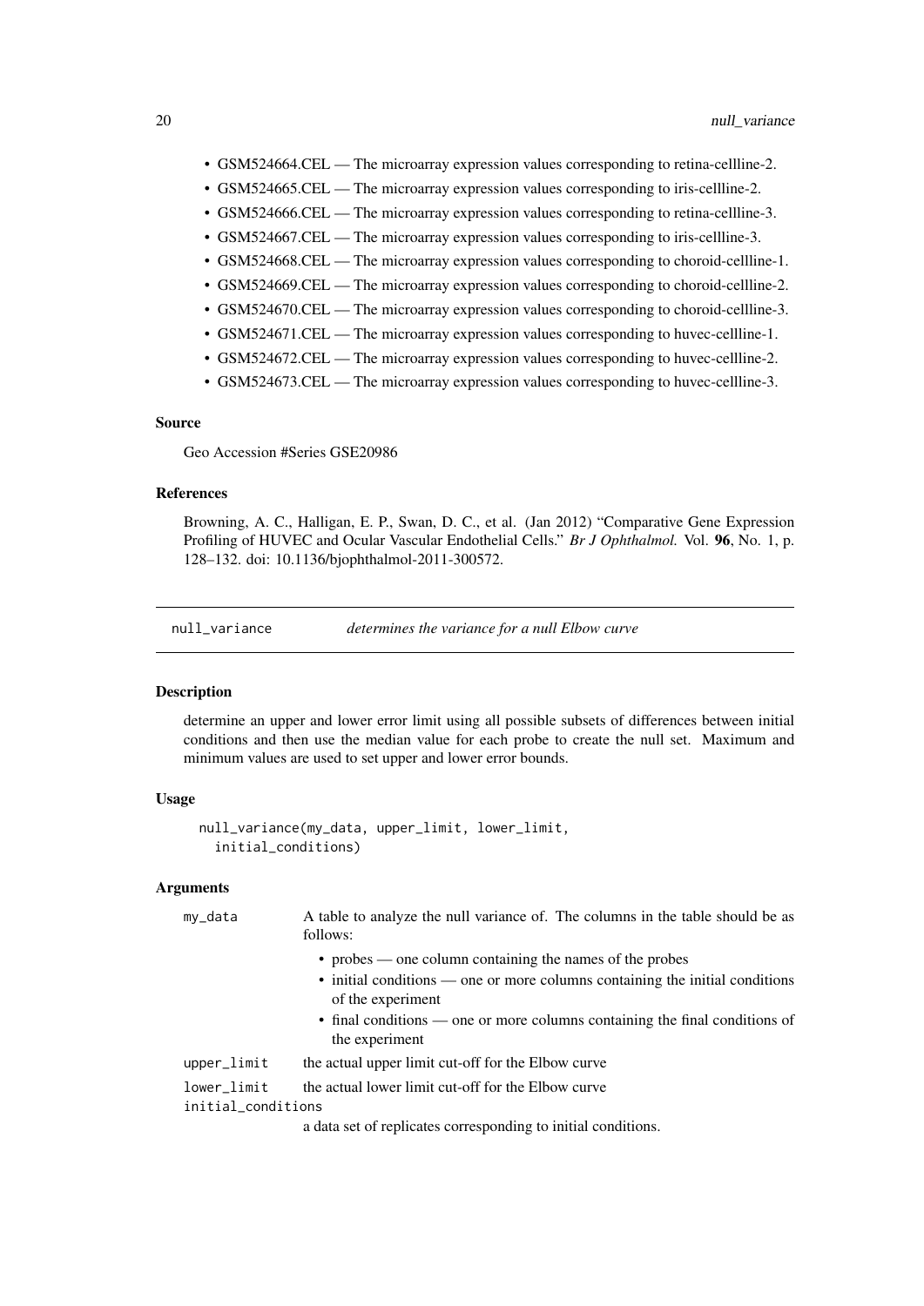- GSM524664.CEL — The microarray expression values corresponding to retina-cellline-2.
- GSM524665.CEL — The microarray expression values corresponding to iris-cellline-2.
- GSM524666.CEL — The microarray expression values corresponding to retina-cellline-3.
- GSM524667.CEL — The microarray expression values corresponding to iris-cellline-3.
- GSM524668.CEL — The microarray expression values corresponding to choroid-cellline-1.
- GSM524669.CEL — The microarray expression values corresponding to choroid-cellline-2.
- GSM524670.CEL — The microarray expression values corresponding to choroid-cellline-3.
- GSM524671.CEL — The microarray expression values corresponding to huvec-cellline-1.
- GSM524672.CEL — The microarray expression values corresponding to huvec-cellline-2.
- GSM524673.CEL — The microarray expression values corresponding to huvec-cellline-3.

### Source

Geo Accession #Series GSE20986

### References

Browning, A. C., Halligan, E. P., Swan, D. C., et al. (Jan 2012) "Comparative Gene Expression Profiling of HUVEC and Ocular Vascular Endothelial Cells." *Br J Ophthalmol.* Vol. **96**, No. 1, p. 128–132. doi: 10.1136/bjophthalmol-2011-300572.

---

## null_variance — *determines the variance for a null Elbow curve*

### Description

determine an upper and lower error limit using all possible subsets of differences between initial conditions and then use the median value for each probe to create the null set. Maximum and minimum values are used to set upper and lower error bounds.

### Usage

```
null_variance(my_data, upper_limit, lower_limit,
  initial_conditions)
```

### Arguments

| Argument | Description |
|---|---|
| my_data | A table to analyze the null variance of. The columns in the table should be as follows:<br>• probes — one column containing the names of the probes<br>• initial conditions — one or more columns containing the initial conditions of the experiment<br>• final conditions — one or more columns containing the final conditions of the experiment |
| upper_limit | the actual upper limit cut-off for the Elbow curve |
| lower_limit | the actual lower limit cut-off for the Elbow curve |
| initial_conditions | a data set of replicates corresponding to initial conditions. |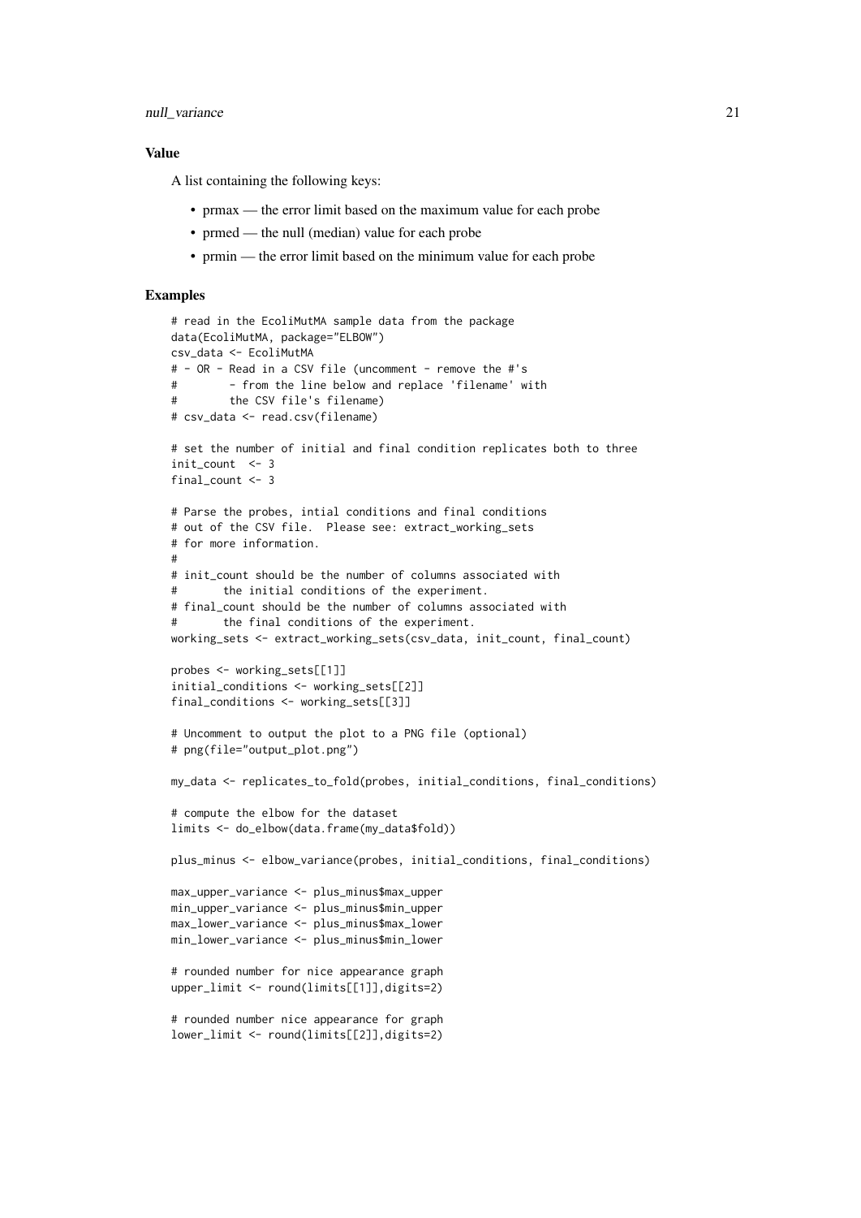### Value

A list containing the following keys:

- prmax — the error limit based on the maximum value for each probe
- prmed — the null (median) value for each probe
- prmin — the error limit based on the minimum value for each probe

### Examples

```
# read in the EcoliMutMA sample data from the package
data(EcoliMutMA, package="ELBOW")
csv_data <- EcoliMutMA
# - OR - Read in a CSV file (uncomment - remove the #'s
#        - from the line below and replace 'filename' with
#        the CSV file's filename)
# csv_data <- read.csv(filename)

# set the number of initial and final condition replicates both to three
init_count  <- 3
final_count <- 3

# Parse the probes, intial conditions and final conditions
# out of the CSV file.  Please see: extract_working_sets
# for more information.
#
# init_count should be the number of columns associated with
#       the initial conditions of the experiment.
# final_count should be the number of columns associated with
#       the final conditions of the experiment.
working_sets <- extract_working_sets(csv_data, init_count, final_count)

probes <- working_sets[[1]]
initial_conditions <- working_sets[[2]]
final_conditions <- working_sets[[3]]

# Uncomment to output the plot to a PNG file (optional)
# png(file="output_plot.png")

my_data <- replicates_to_fold(probes, initial_conditions, final_conditions)

# compute the elbow for the dataset
limits <- do_elbow(data.frame(my_data$fold))

plus_minus <- elbow_variance(probes, initial_conditions, final_conditions)

max_upper_variance <- plus_minus$max_upper
min_upper_variance <- plus_minus$min_upper
max_lower_variance <- plus_minus$max_lower
min_lower_variance <- plus_minus$min_lower

# rounded number for nice appearance graph
upper_limit <- round(limits[[1]],digits=2)

# rounded number nice appearance for graph
lower_limit <- round(limits[[2]],digits=2)
```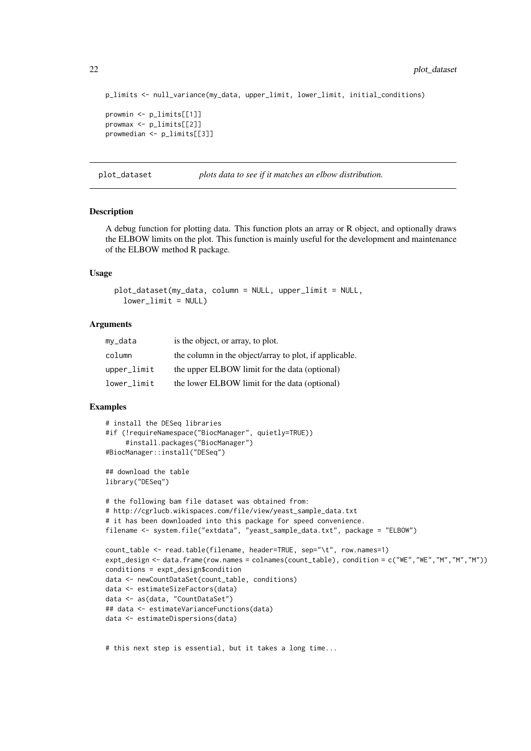```
p_limits <- null_variance(my_data, upper_limit, lower_limit, initial_conditions)

prowmin <- p_limits[[1]]
prowmax <- p_limits[[2]]
prowmedian <- p_limits[[3]]
```

## plot_dataset — *plots data to see if it matches an elbow distribution.*

### Description

A debug function for plotting data. This function plots an array or R object, and optionally draws the ELBOW limits on the plot. This function is mainly useful for the development and maintenance of the ELBOW method R package.

### Usage

```
plot_dataset(my_data, column = NULL, upper_limit = NULL,
  lower_limit = NULL)
```

### Arguments

| | |
|---|---|
| my_data | is the object, or array, to plot. |
| column | the column in the object/array to plot, if applicable. |
| upper_limit | the upper ELBOW limit for the data (optional) |
| lower_limit | the lower ELBOW limit for the data (optional) |

### Examples

```
# install the DESeq libraries
#if (!requireNamespace("BiocManager", quietly=TRUE))
    #install.packages("BiocManager")
#BiocManager::install("DESeq")

## download the table
library("DESeq")

# the following bam file dataset was obtained from:
# http://cgrlucb.wikispaces.com/file/view/yeast_sample_data.txt
# it has been downloaded into this package for speed convenience.
filename <- system.file("extdata", "yeast_sample_data.txt", package = "ELBOW")

count_table <- read.table(filename, header=TRUE, sep="\t", row.names=1)
expt_design <- data.frame(row.names = colnames(count_table), condition = c("WE","WE","M","M","M"))
conditions = expt_design$condition
data <- newCountDataSet(count_table, conditions)
data <- estimateSizeFactors(data)
data <- as(data, "CountDataSet")
## data <- estimateVarianceFunctions(data)
data <- estimateDispersions(data)


# this next step is essential, but it takes a long time...
```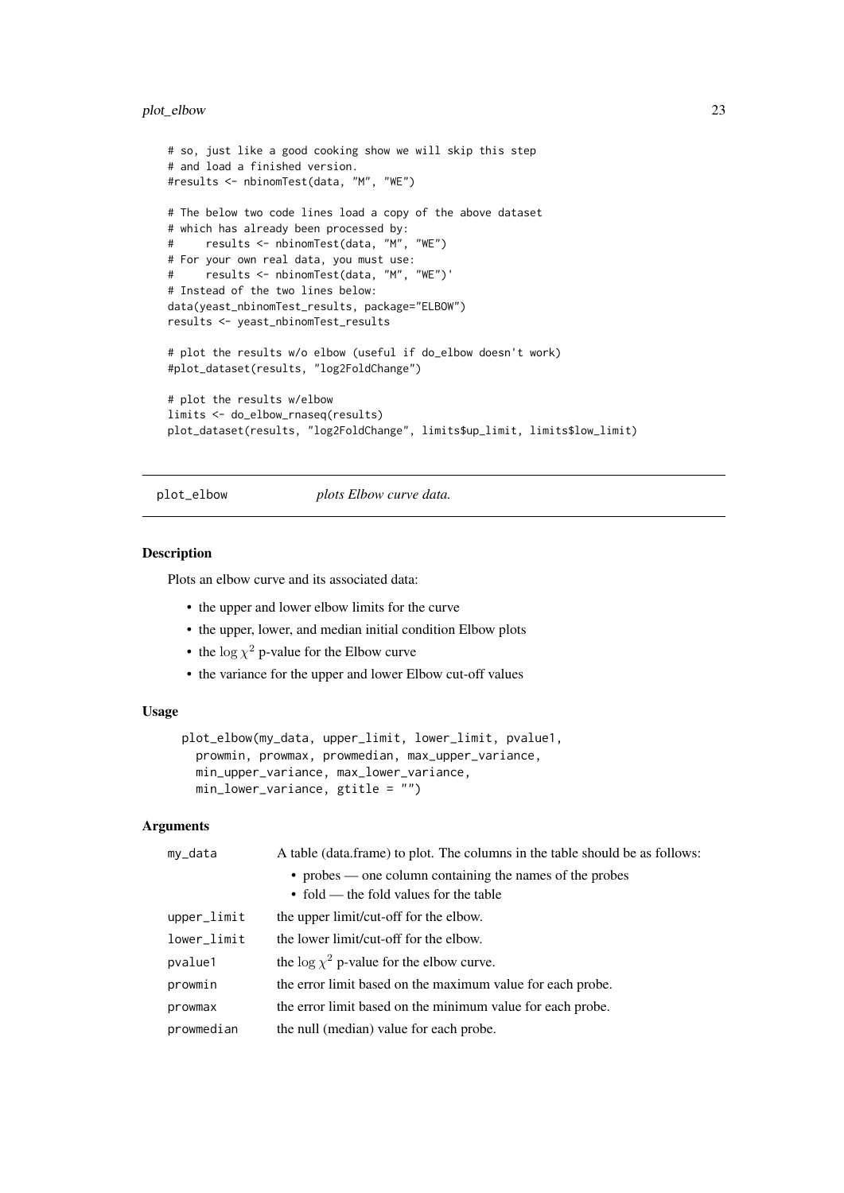```
# so, just like a good cooking show we will skip this step
# and load a finished version.
#results <- nbinomTest(data, "M", "WE")

# The below two code lines load a copy of the above dataset
# which has already been processed by:
#     results <- nbinomTest(data, "M", "WE")
# For your own real data, you must use:
#     results <- nbinomTest(data, "M", "WE")'
# Instead of the two lines below:
data(yeast_nbinomTest_results, package="ELBOW")
results <- yeast_nbinomTest_results

# plot the results w/o elbow (useful if do_elbow doesn't work)
#plot_dataset(results, "log2FoldChange")

# plot the results w/elbow
limits <- do_elbow_rnaseq(results)
plot_dataset(results, "log2FoldChange", limits$up_limit, limits$low_limit)
```

## plot_elbow — *plots Elbow curve data.*

### Description

Plots an elbow curve and its associated data:

- the upper and lower elbow limits for the curve
- the upper, lower, and median initial condition Elbow plots
- the $\log \chi^2$ p-value for the Elbow curve
- the variance for the upper and lower Elbow cut-off values

### Usage

```
plot_elbow(my_data, upper_limit, lower_limit, pvalue1,
  prowmin, prowmax, prowmedian, max_upper_variance,
  min_upper_variance, max_lower_variance,
  min_lower_variance, gtitle = "")
```

### Arguments

| | |
|---|---|
| `my_data` | A table (data.frame) to plot. The columns in the table should be as follows: <br>• probes — one column containing the names of the probes <br>• fold — the fold values for the table |
| `upper_limit` | the upper limit/cut-off for the elbow. |
| `lower_limit` | the lower limit/cut-off for the elbow. |
| `pvalue1` | the $\log \chi^2$ p-value for the elbow curve. |
| `prowmin` | the error limit based on the maximum value for each probe. |
| `prowmax` | the error limit based on the minimum value for each probe. |
| `prowmedian` | the null (median) value for each probe. |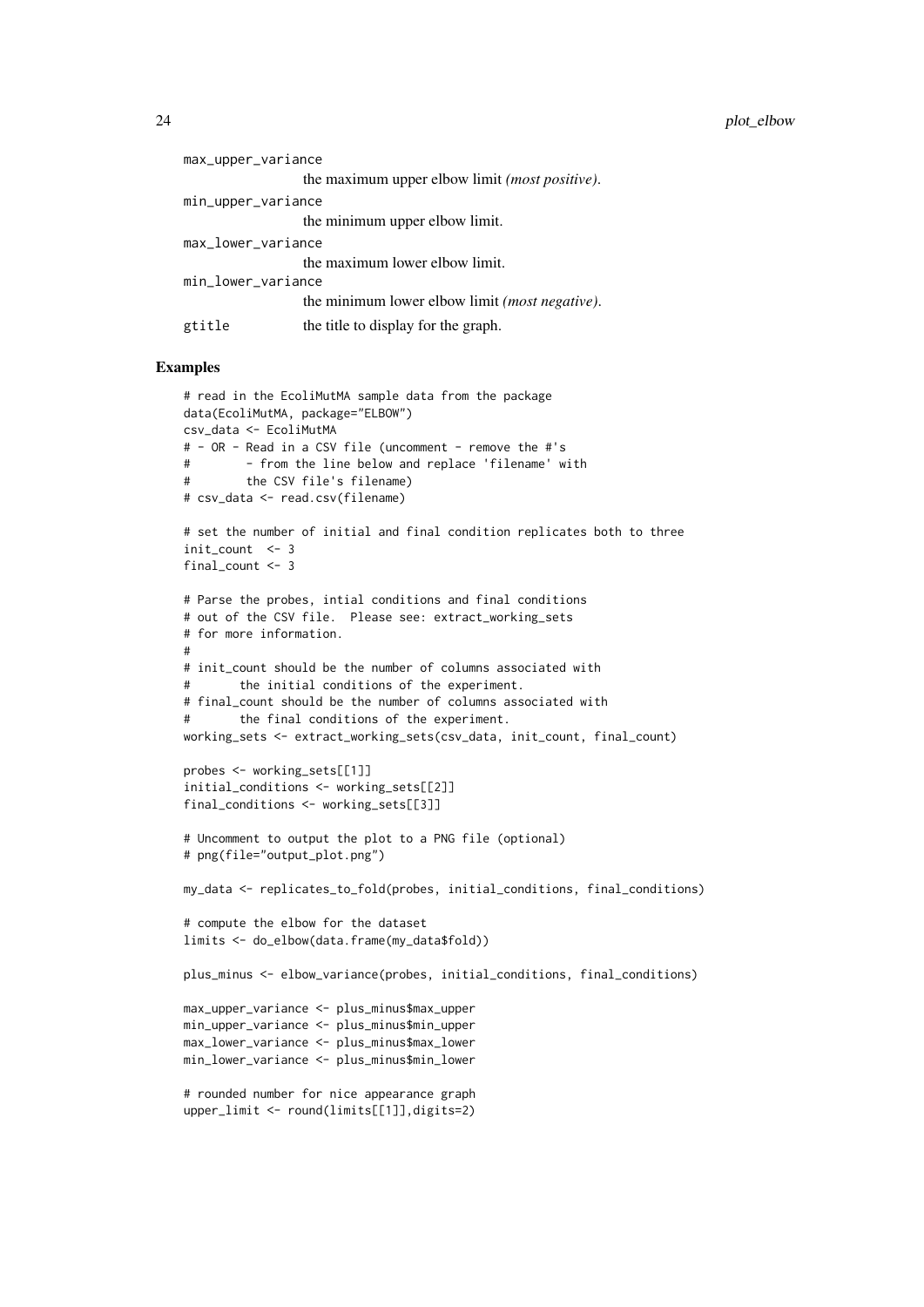max_upper_variance
: the maximum upper elbow limit *(most positive)*.

min_upper_variance
: the minimum upper elbow limit.

max_lower_variance
: the maximum lower elbow limit.

min_lower_variance
: the minimum lower elbow limit *(most negative)*.

gtitle
: the title to display for the graph.

## Examples

```
# read in the EcoliMutMA sample data from the package
data(EcoliMutMA, package="ELBOW")
csv_data <- EcoliMutMA
# - OR - Read in a CSV file (uncomment - remove the #'s
#        - from the line below and replace 'filename' with
#        the CSV file's filename)
# csv_data <- read.csv(filename)

# set the number of initial and final condition replicates both to three
init_count  <- 3
final_count <- 3

# Parse the probes, intial conditions and final conditions
# out of the CSV file.  Please see: extract_working_sets
# for more information.
#
# init_count should be the number of columns associated with
#       the initial conditions of the experiment.
# final_count should be the number of columns associated with
#       the final conditions of the experiment.
working_sets <- extract_working_sets(csv_data, init_count, final_count)

probes <- working_sets[[1]]
initial_conditions <- working_sets[[2]]
final_conditions <- working_sets[[3]]

# Uncomment to output the plot to a PNG file (optional)
# png(file="output_plot.png")

my_data <- replicates_to_fold(probes, initial_conditions, final_conditions)

# compute the elbow for the dataset
limits <- do_elbow(data.frame(my_data$fold))

plus_minus <- elbow_variance(probes, initial_conditions, final_conditions)

max_upper_variance <- plus_minus$max_upper
min_upper_variance <- plus_minus$min_upper
max_lower_variance <- plus_minus$max_lower
min_lower_variance <- plus_minus$min_lower

# rounded number for nice appearance graph
upper_limit <- round(limits[[1]],digits=2)
```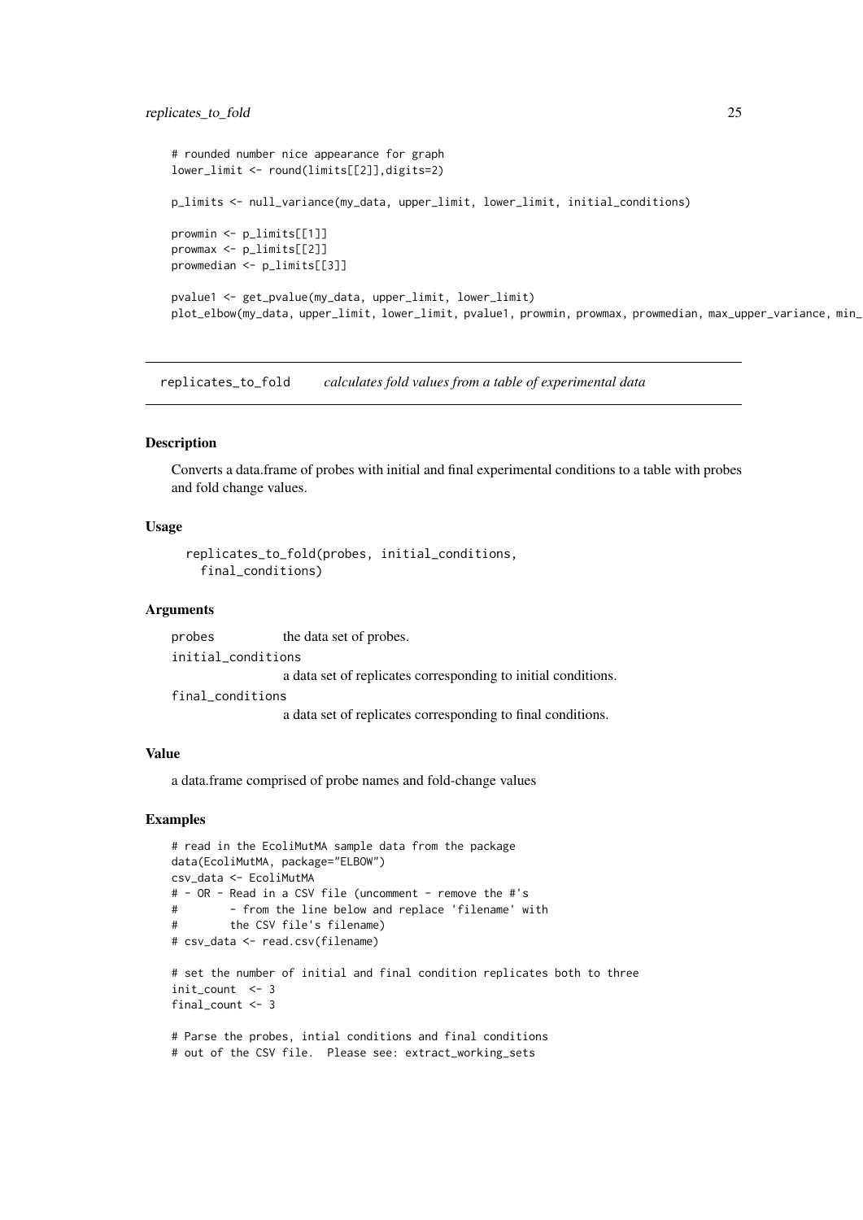```
# rounded number nice appearance for graph
lower_limit <- round(limits[[2]],digits=2)

p_limits <- null_variance(my_data, upper_limit, lower_limit, initial_conditions)

prowmin <- p_limits[[1]]
prowmax <- p_limits[[2]]
prowmedian <- p_limits[[3]]

pvalue1 <- get_pvalue(my_data, upper_limit, lower_limit)
plot_elbow(my_data, upper_limit, lower_limit, pvalue1, prowmin, prowmax, prowmedian, max_upper_variance, min_
```

---

## replicates_to_fold *calculates fold values from a table of experimental data*

---

### Description

Converts a data.frame of probes with initial and final experimental conditions to a table with probes and fold change values.

### Usage

```
replicates_to_fold(probes, initial_conditions,
  final_conditions)
```

### Arguments

`probes` the data set of probes.

`initial_conditions` a data set of replicates corresponding to initial conditions.

`final_conditions` a data set of replicates corresponding to final conditions.

### Value

a data.frame comprised of probe names and fold-change values

### Examples

```
# read in the EcoliMutMA sample data from the package
data(EcoliMutMA, package="ELBOW")
csv_data <- EcoliMutMA
# - OR - Read in a CSV file (uncomment - remove the #'s
#        - from the line below and replace 'filename' with
#        the CSV file's filename)
# csv_data <- read.csv(filename)

# set the number of initial and final condition replicates both to three
init_count  <- 3
final_count <- 3

# Parse the probes, intial conditions and final conditions
# out of the CSV file.  Please see: extract_working_sets
```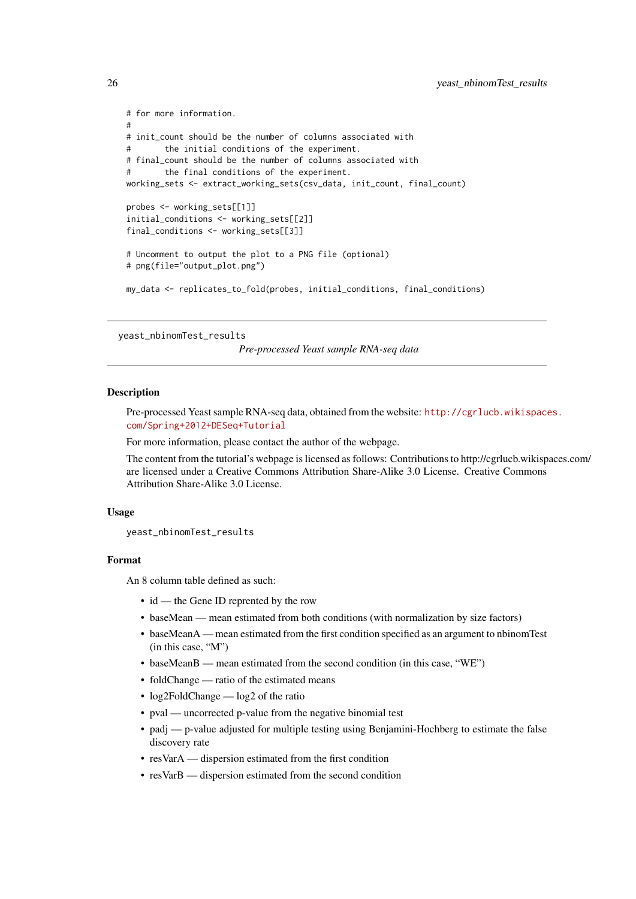```
# for more information.
#
# init_count should be the number of columns associated with
#       the initial conditions of the experiment.
# final_count should be the number of columns associated with
#       the final conditions of the experiment.
working_sets <- extract_working_sets(csv_data, init_count, final_count)

probes <- working_sets[[1]]
initial_conditions <- working_sets[[2]]
final_conditions <- working_sets[[3]]

# Uncomment to output the plot to a PNG file (optional)
# png(file="output_plot.png")

my_data <- replicates_to_fold(probes, initial_conditions, final_conditions)
```

---

`yeast_nbinomTest_results` *Pre-processed Yeast sample RNA-seq data*

---

## Description

Pre-processed Yeast sample RNA-seq data, obtained from the website: http://cgrlucb.wikispaces.com/Spring+2012+DESeq+Tutorial

For more information, please contact the author of the webpage.

The content from the tutorial's webpage is licensed as follows: Contributions to http://cgrlucb.wikispaces.com/ are licensed under a Creative Commons Attribution Share-Alike 3.0 License. Creative Commons Attribution Share-Alike 3.0 License.

## Usage

```
yeast_nbinomTest_results
```

## Format

An 8 column table defined as such:

- id — the Gene ID reprented by the row
- baseMean — mean estimated from both conditions (with normalization by size factors)
- baseMeanA — mean estimated from the first condition specified as an argument to nbinomTest (in this case, "M")
- baseMeanB — mean estimated from the second condition (in this case, "WE")
- foldChange — ratio of the estimated means
- log2FoldChange — log2 of the ratio
- pval — uncorrected p-value from the negative binomial test
- padj — p-value adjusted for multiple testing using Benjamini-Hochberg to estimate the false discovery rate
- resVarA — dispersion estimated from the first condition
- resVarB — dispersion estimated from the second condition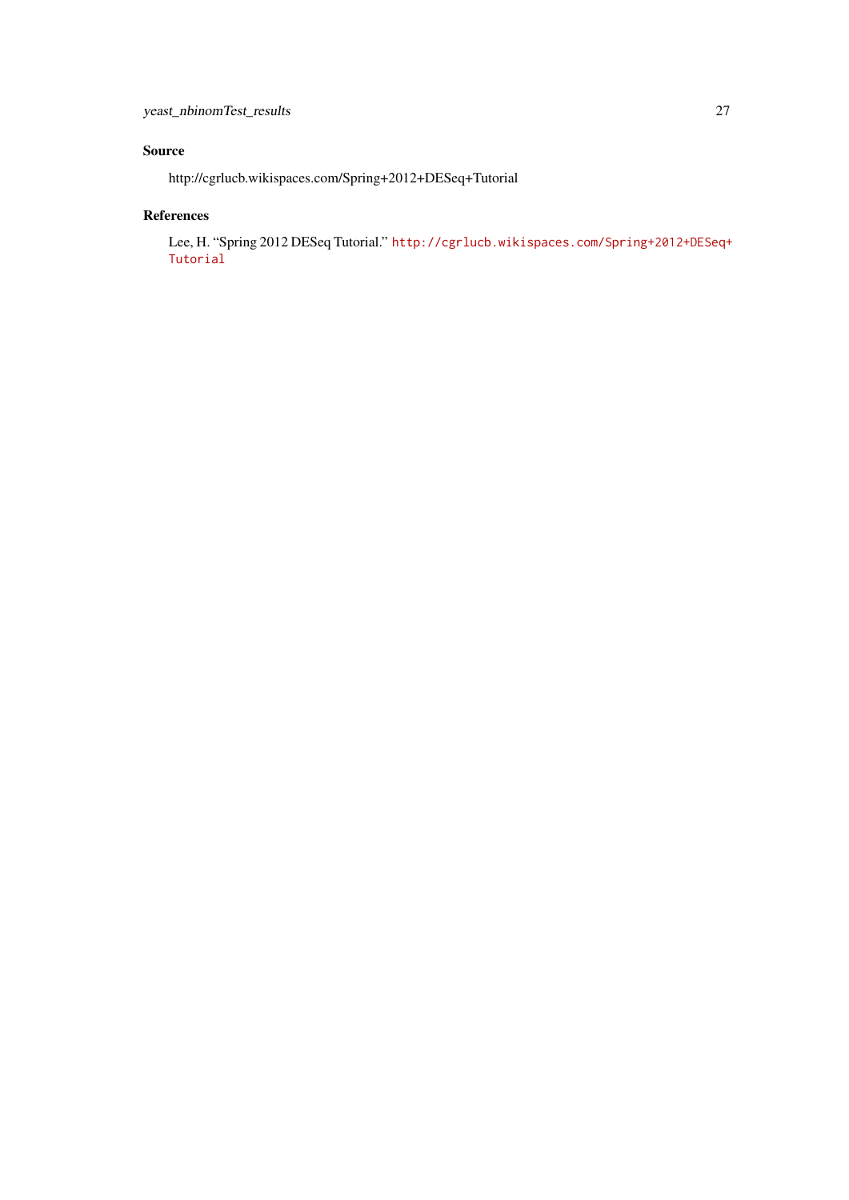## Source

http://cgrlucb.wikispaces.com/Spring+2012+DESeq+Tutorial

## References

Lee, H. "Spring 2012 DESeq Tutorial." http://cgrlucb.wikispaces.com/Spring+2012+DESeq+Tutorial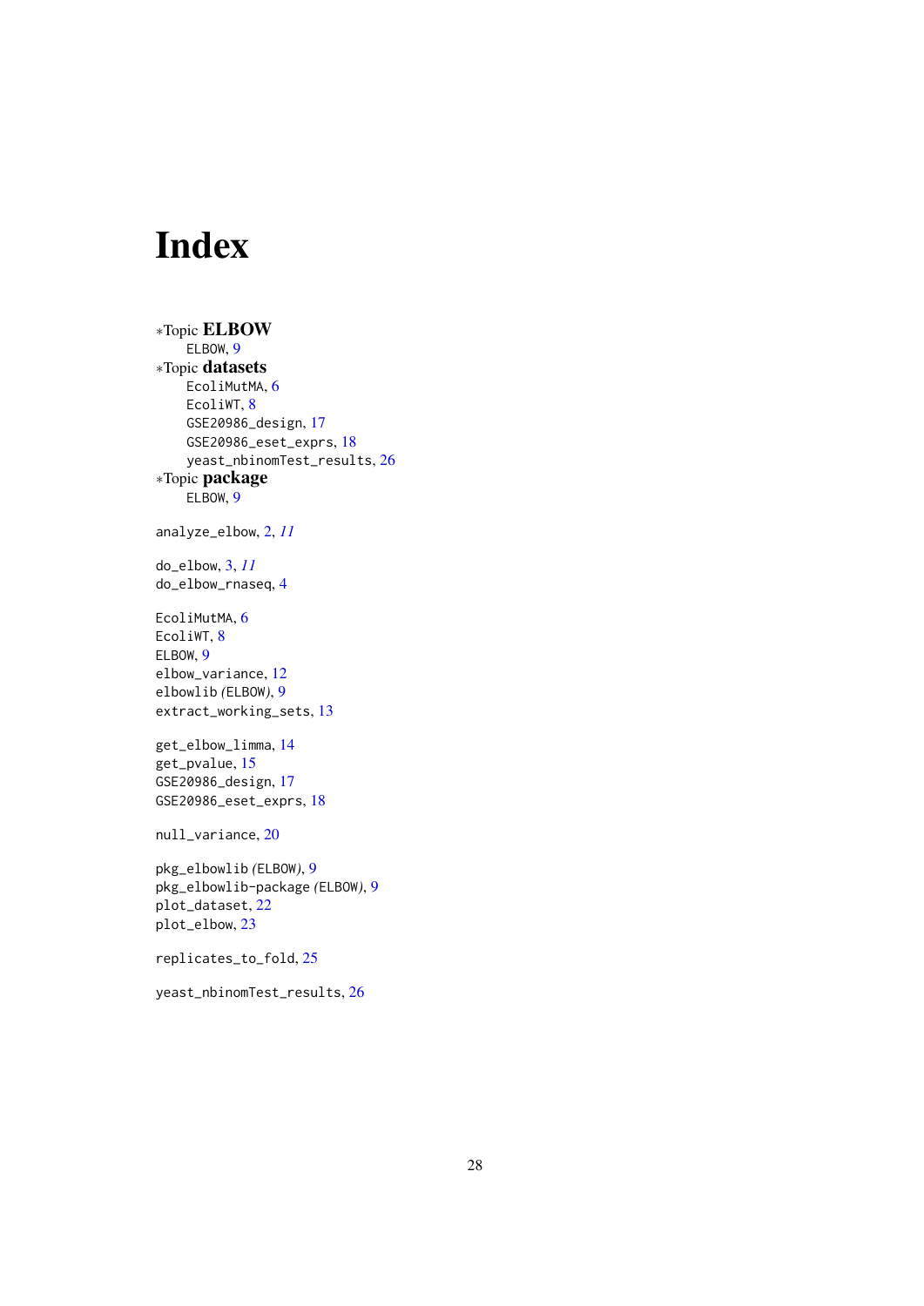# Index

*Topic **ELBOW**
  ELBOW, 9
*Topic **datasets**
  EcoliMutMA, 6
  EcoliWT, 8
  GSE20986_design, 17
  GSE20986_eset_exprs, 18
  yeast_nbinomTest_results, 26
*Topic **package**
  ELBOW, 9

analyze_elbow, 2, *11*

do_elbow, 3, *11*
do_elbow_rnaseq, 4

EcoliMutMA, 6
EcoliWT, 8
ELBOW, 9
elbow_variance, 12
elbowlib *(*ELBOW*)*, 9
extract_working_sets, 13

get_elbow_limma, 14
get_pvalue, 15
GSE20986_design, 17
GSE20986_eset_exprs, 18

null_variance, 20

pkg_elbowlib *(*ELBOW*)*, 9
pkg_elbowlib-package *(*ELBOW*)*, 9
plot_dataset, 22
plot_elbow, 23

replicates_to_fold, 25

yeast_nbinomTest_results, 26